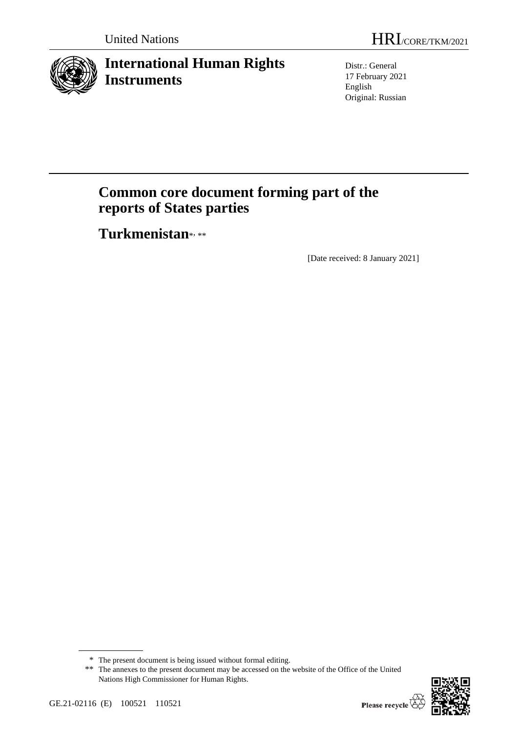United Nations

HRI/CORE/TKM/2021

# International Human Rights Instruments

Distr.: General
17 February 2021
English
Original: Russian

# Common core document forming part of the reports of States parties

## Turkmenistan*, **

[Date received: 8 January 2021]

\* The present document is being issued without formal editing.

\*\* The annexes to the present document may be accessed on the website of the Office of the United Nations High Commissioner for Human Rights.

GE.21-02116 (E) 100521 110521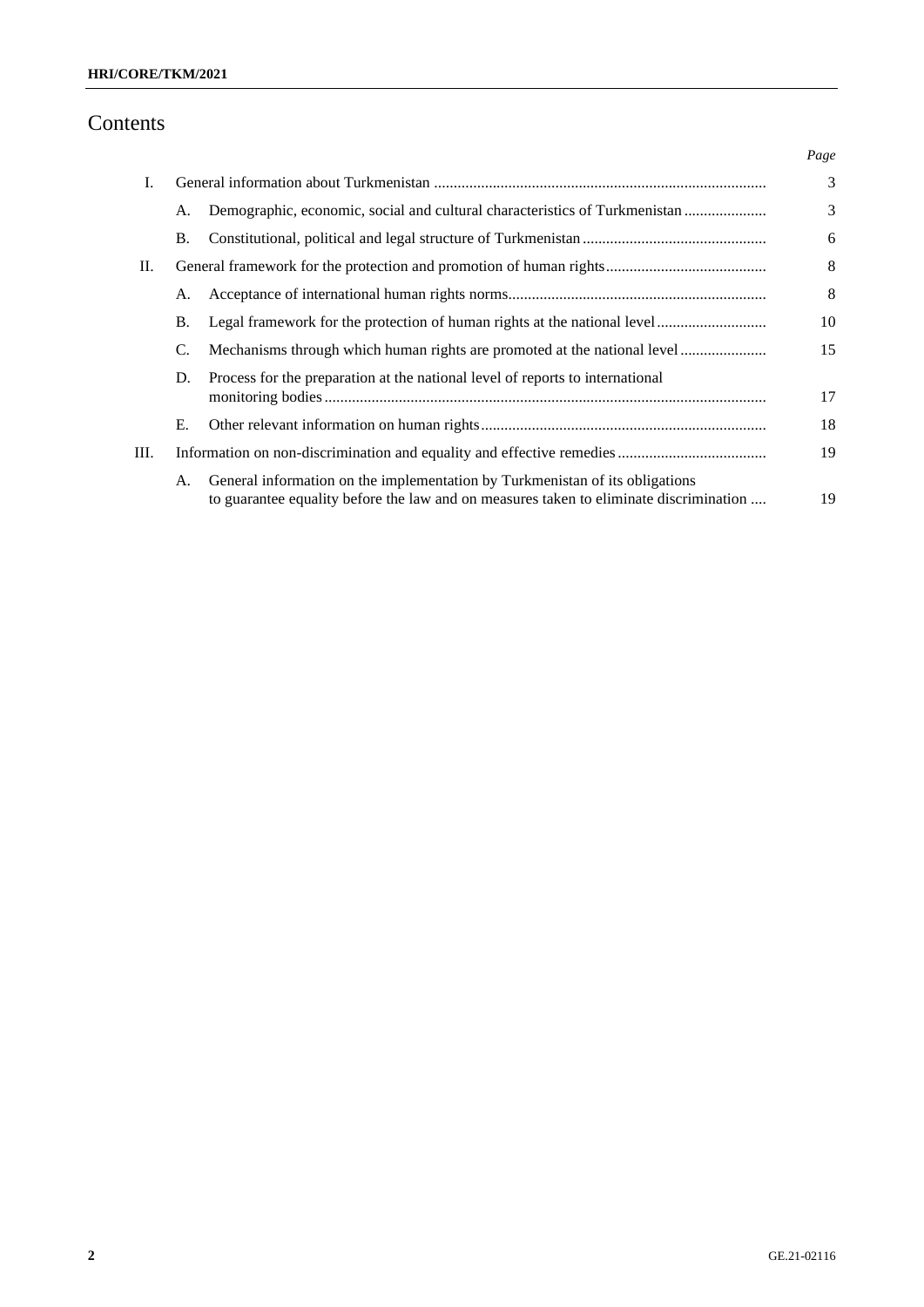# Contents

| | | | Page |
|---|---|---|---|
| I. | | General information about Turkmenistan | 3 |
| | A. | Demographic, economic, social and cultural characteristics of Turkmenistan | 3 |
| | B. | Constitutional, political and legal structure of Turkmenistan | 6 |
| II. | | General framework for the protection and promotion of human rights | 8 |
| | A. | Acceptance of international human rights norms | 8 |
| | B. | Legal framework for the protection of human rights at the national level | 10 |
| | C. | Mechanisms through which human rights are promoted at the national level | 15 |
| | D. | Process for the preparation at the national level of reports to international monitoring bodies | 17 |
| | E. | Other relevant information on human rights | 18 |
| III. | | Information on non-discrimination and equality and effective remedies | 19 |
| | A. | General information on the implementation by Turkmenistan of its obligations to guarantee equality before the law and on measures taken to eliminate discrimination | 19 |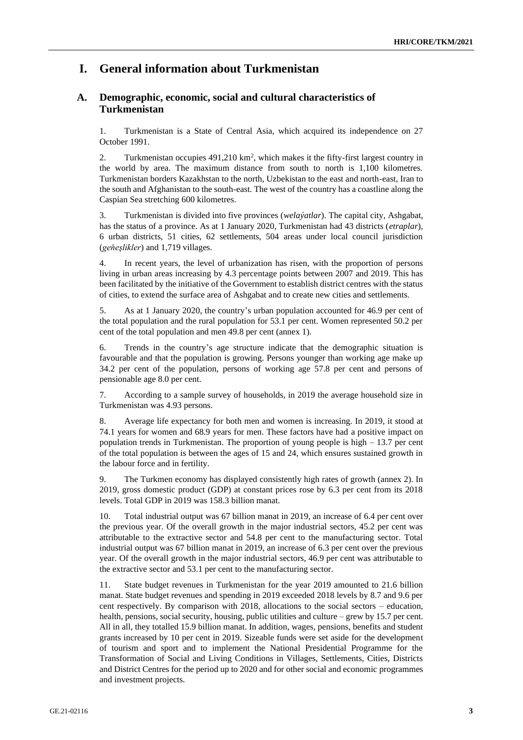# I. General information about Turkmenistan

## A. Demographic, economic, social and cultural characteristics of Turkmenistan

1. Turkmenistan is a State of Central Asia, which acquired its independence on 27 October 1991.

2. Turkmenistan occupies 491,210 km$^2$, which makes it the fifty-first largest country in the world by area. The maximum distance from south to north is 1,100 kilometres. Turkmenistan borders Kazakhstan to the north, Uzbekistan to the east and north-east, Iran to the south and Afghanistan to the south-east. The west of the country has a coastline along the Caspian Sea stretching 600 kilometres.

3. Turkmenistan is divided into five provinces (*welaýatlar*). The capital city, Ashgabat, has the status of a province. As at 1 January 2020, Turkmenistan had 43 districts (*etraplar*), 6 urban districts, 51 cities, 62 settlements, 504 areas under local council jurisdiction (*geňeşlikler*) and 1,719 villages.

4. In recent years, the level of urbanization has risen, with the proportion of persons living in urban areas increasing by 4.3 percentage points between 2007 and 2019. This has been facilitated by the initiative of the Government to establish district centres with the status of cities, to extend the surface area of Ashgabat and to create new cities and settlements.

5. As at 1 January 2020, the country's urban population accounted for 46.9 per cent of the total population and the rural population for 53.1 per cent. Women represented 50.2 per cent of the total population and men 49.8 per cent (annex 1).

6. Trends in the country's age structure indicate that the demographic situation is favourable and that the population is growing. Persons younger than working age make up 34.2 per cent of the population, persons of working age 57.8 per cent and persons of pensionable age 8.0 per cent.

7. According to a sample survey of households, in 2019 the average household size in Turkmenistan was 4.93 persons.

8. Average life expectancy for both men and women is increasing. In 2019, it stood at 74.1 years for women and 68.9 years for men. These factors have had a positive impact on population trends in Turkmenistan. The proportion of young people is high – 13.7 per cent of the total population is between the ages of 15 and 24, which ensures sustained growth in the labour force and in fertility.

9. The Turkmen economy has displayed consistently high rates of growth (annex 2). In 2019, gross domestic product (GDP) at constant prices rose by 6.3 per cent from its 2018 levels. Total GDP in 2019 was 158.3 billion manat.

10. Total industrial output was 67 billion manat in 2019, an increase of 6.4 per cent over the previous year. Of the overall growth in the major industrial sectors, 45.2 per cent was attributable to the extractive sector and 54.8 per cent to the manufacturing sector. Total industrial output was 67 billion manat in 2019, an increase of 6.3 per cent over the previous year. Of the overall growth in the major industrial sectors, 46.9 per cent was attributable to the extractive sector and 53.1 per cent to the manufacturing sector.

11. State budget revenues in Turkmenistan for the year 2019 amounted to 21.6 billion manat. State budget revenues and spending in 2019 exceeded 2018 levels by 8.7 and 9.6 per cent respectively. By comparison with 2018, allocations to the social sectors – education, health, pensions, social security, housing, public utilities and culture – grew by 15.7 per cent. All in all, they totalled 15.9 billion manat. In addition, wages, pensions, benefits and student grants increased by 10 per cent in 2019. Sizeable funds were set aside for the development of tourism and sport and to implement the National Presidential Programme for the Transformation of Social and Living Conditions in Villages, Settlements, Cities, Districts and District Centres for the period up to 2020 and for other social and economic programmes and investment projects.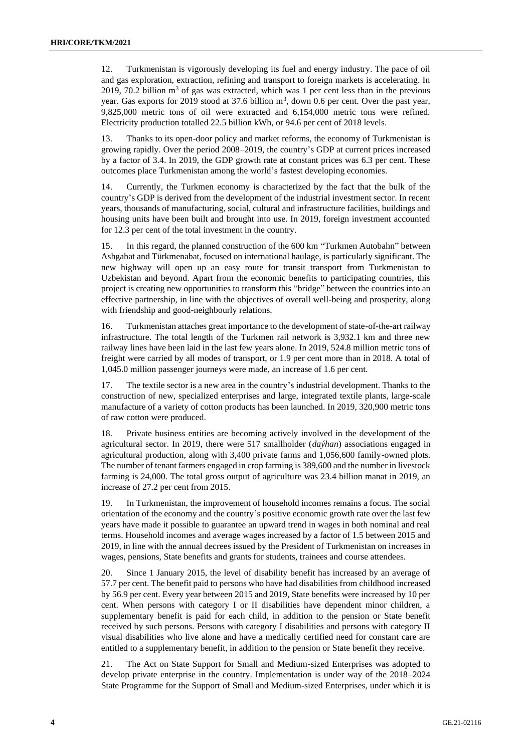12. Turkmenistan is vigorously developing its fuel and energy industry. The pace of oil and gas exploration, extraction, refining and transport to foreign markets is accelerating. In 2019, 70.2 billion $m^3$ of gas was extracted, which was 1 per cent less than in the previous year. Gas exports for 2019 stood at 37.6 billion $m^3$, down 0.6 per cent. Over the past year, 9,825,000 metric tons of oil were extracted and 6,154,000 metric tons were refined. Electricity production totalled 22.5 billion kWh, or 94.6 per cent of 2018 levels.

13. Thanks to its open-door policy and market reforms, the economy of Turkmenistan is growing rapidly. Over the period 2008–2019, the country's GDP at current prices increased by a factor of 3.4. In 2019, the GDP growth rate at constant prices was 6.3 per cent. These outcomes place Turkmenistan among the world's fastest developing economies.

14. Currently, the Turkmen economy is characterized by the fact that the bulk of the country's GDP is derived from the development of the industrial investment sector. In recent years, thousands of manufacturing, social, cultural and infrastructure facilities, buildings and housing units have been built and brought into use. In 2019, foreign investment accounted for 12.3 per cent of the total investment in the country.

15. In this regard, the planned construction of the 600 km "Turkmen Autobahn" between Ashgabat and Türkmenabat, focused on international haulage, is particularly significant. The new highway will open up an easy route for transit transport from Turkmenistan to Uzbekistan and beyond. Apart from the economic benefits to participating countries, this project is creating new opportunities to transform this "bridge" between the countries into an effective partnership, in line with the objectives of overall well-being and prosperity, along with friendship and good-neighbourly relations.

16. Turkmenistan attaches great importance to the development of state-of-the-art railway infrastructure. The total length of the Turkmen rail network is 3,932.1 km and three new railway lines have been laid in the last few years alone. In 2019, 524.8 million metric tons of freight were carried by all modes of transport, or 1.9 per cent more than in 2018. A total of 1,045.0 million passenger journeys were made, an increase of 1.6 per cent.

17. The textile sector is a new area in the country's industrial development. Thanks to the construction of new, specialized enterprises and large, integrated textile plants, large-scale manufacture of a variety of cotton products has been launched. In 2019, 320,900 metric tons of raw cotton were produced.

18. Private business entities are becoming actively involved in the development of the agricultural sector. In 2019, there were 517 smallholder (*daýhan*) associations engaged in agricultural production, along with 3,400 private farms and 1,056,600 family-owned plots. The number of tenant farmers engaged in crop farming is 389,600 and the number in livestock farming is 24,000. The total gross output of agriculture was 23.4 billion manat in 2019, an increase of 27.2 per cent from 2015.

19. In Turkmenistan, the improvement of household incomes remains a focus. The social orientation of the economy and the country's positive economic growth rate over the last few years have made it possible to guarantee an upward trend in wages in both nominal and real terms. Household incomes and average wages increased by a factor of 1.5 between 2015 and 2019, in line with the annual decrees issued by the President of Turkmenistan on increases in wages, pensions, State benefits and grants for students, trainees and course attendees.

20. Since 1 January 2015, the level of disability benefit has increased by an average of 57.7 per cent. The benefit paid to persons who have had disabilities from childhood increased by 56.9 per cent. Every year between 2015 and 2019, State benefits were increased by 10 per cent. When persons with category I or II disabilities have dependent minor children, a supplementary benefit is paid for each child, in addition to the pension or State benefit received by such persons. Persons with category I disabilities and persons with category II visual disabilities who live alone and have a medically certified need for constant care are entitled to a supplementary benefit, in addition to the pension or State benefit they receive.

21. The Act on State Support for Small and Medium-sized Enterprises was adopted to develop private enterprise in the country. Implementation is under way of the 2018–2024 State Programme for the Support of Small and Medium-sized Enterprises, under which it is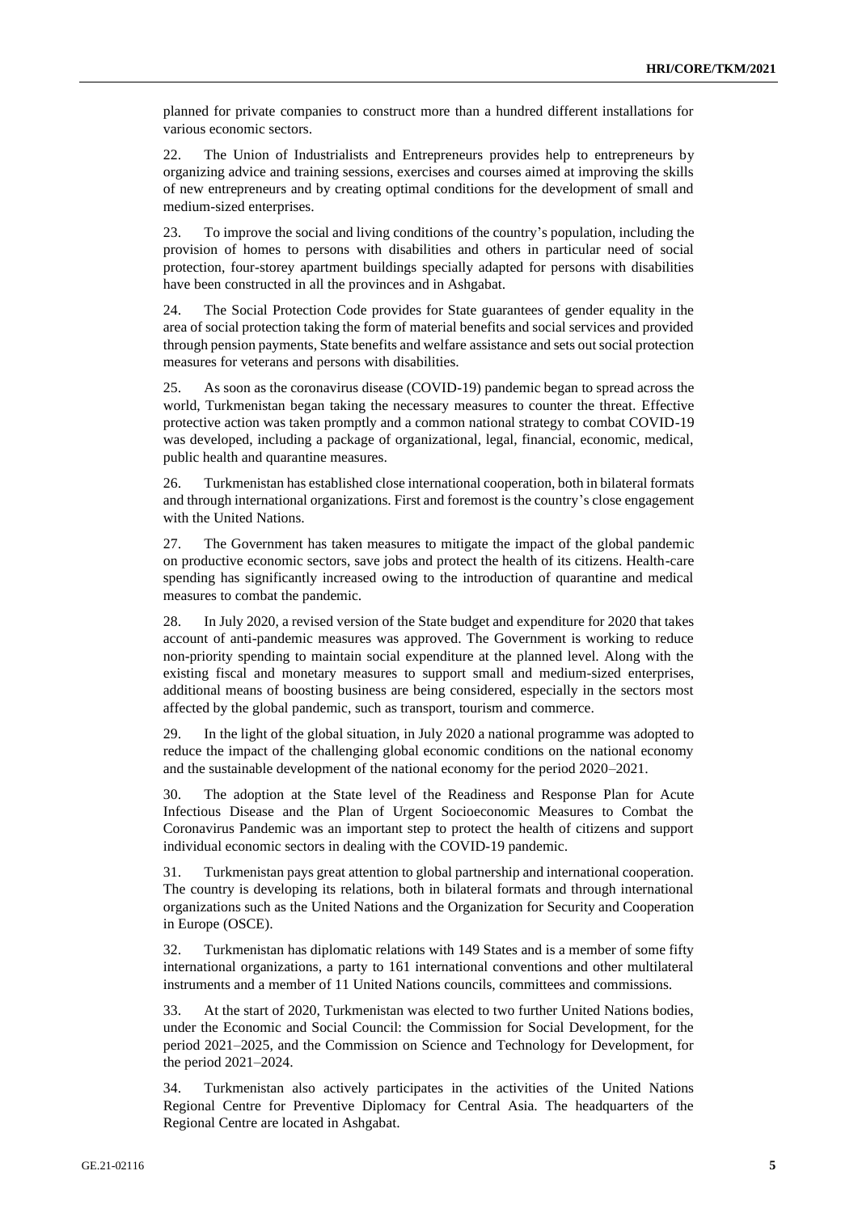planned for private companies to construct more than a hundred different installations for various economic sectors.

22. The Union of Industrialists and Entrepreneurs provides help to entrepreneurs by organizing advice and training sessions, exercises and courses aimed at improving the skills of new entrepreneurs and by creating optimal conditions for the development of small and medium-sized enterprises.

23. To improve the social and living conditions of the country's population, including the provision of homes to persons with disabilities and others in particular need of social protection, four-storey apartment buildings specially adapted for persons with disabilities have been constructed in all the provinces and in Ashgabat.

24. The Social Protection Code provides for State guarantees of gender equality in the area of social protection taking the form of material benefits and social services and provided through pension payments, State benefits and welfare assistance and sets out social protection measures for veterans and persons with disabilities.

25. As soon as the coronavirus disease (COVID-19) pandemic began to spread across the world, Turkmenistan began taking the necessary measures to counter the threat. Effective protective action was taken promptly and a common national strategy to combat COVID-19 was developed, including a package of organizational, legal, financial, economic, medical, public health and quarantine measures.

26. Turkmenistan has established close international cooperation, both in bilateral formats and through international organizations. First and foremost is the country's close engagement with the United Nations.

27. The Government has taken measures to mitigate the impact of the global pandemic on productive economic sectors, save jobs and protect the health of its citizens. Health-care spending has significantly increased owing to the introduction of quarantine and medical measures to combat the pandemic.

28. In July 2020, a revised version of the State budget and expenditure for 2020 that takes account of anti-pandemic measures was approved. The Government is working to reduce non-priority spending to maintain social expenditure at the planned level. Along with the existing fiscal and monetary measures to support small and medium-sized enterprises, additional means of boosting business are being considered, especially in the sectors most affected by the global pandemic, such as transport, tourism and commerce.

29. In the light of the global situation, in July 2020 a national programme was adopted to reduce the impact of the challenging global economic conditions on the national economy and the sustainable development of the national economy for the period 2020–2021.

30. The adoption at the State level of the Readiness and Response Plan for Acute Infectious Disease and the Plan of Urgent Socioeconomic Measures to Combat the Coronavirus Pandemic was an important step to protect the health of citizens and support individual economic sectors in dealing with the COVID-19 pandemic.

31. Turkmenistan pays great attention to global partnership and international cooperation. The country is developing its relations, both in bilateral formats and through international organizations such as the United Nations and the Organization for Security and Cooperation in Europe (OSCE).

32. Turkmenistan has diplomatic relations with 149 States and is a member of some fifty international organizations, a party to 161 international conventions and other multilateral instruments and a member of 11 United Nations councils, committees and commissions.

33. At the start of 2020, Turkmenistan was elected to two further United Nations bodies, under the Economic and Social Council: the Commission for Social Development, for the period 2021–2025, and the Commission on Science and Technology for Development, for the period 2021–2024.

34. Turkmenistan also actively participates in the activities of the United Nations Regional Centre for Preventive Diplomacy for Central Asia. The headquarters of the Regional Centre are located in Ashgabat.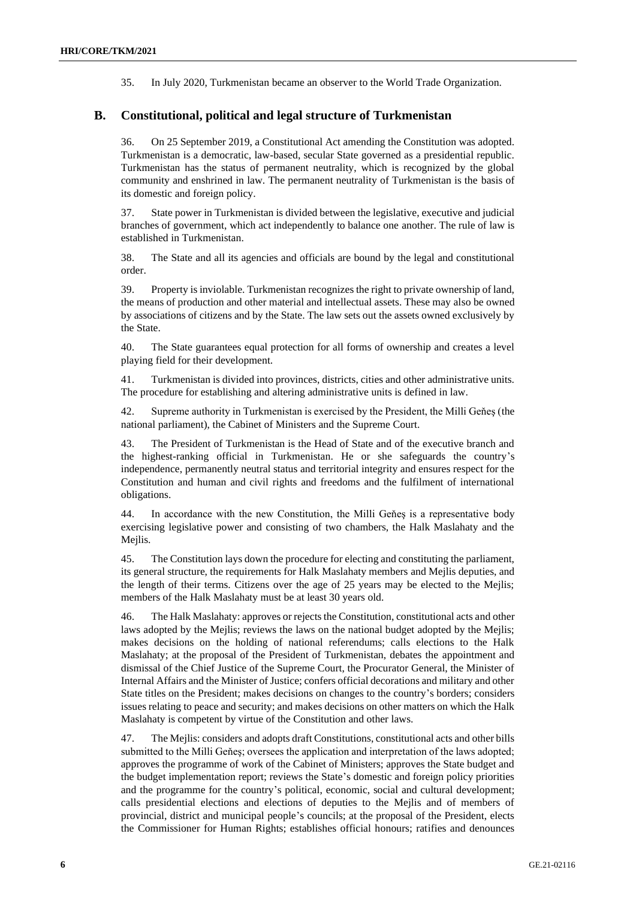35. In July 2020, Turkmenistan became an observer to the World Trade Organization.

## B. Constitutional, political and legal structure of Turkmenistan

36. On 25 September 2019, a Constitutional Act amending the Constitution was adopted. Turkmenistan is a democratic, law-based, secular State governed as a presidential republic. Turkmenistan has the status of permanent neutrality, which is recognized by the global community and enshrined in law. The permanent neutrality of Turkmenistan is the basis of its domestic and foreign policy.

37. State power in Turkmenistan is divided between the legislative, executive and judicial branches of government, which act independently to balance one another. The rule of law is established in Turkmenistan.

38. The State and all its agencies and officials are bound by the legal and constitutional order.

39. Property is inviolable. Turkmenistan recognizes the right to private ownership of land, the means of production and other material and intellectual assets. These may also be owned by associations of citizens and by the State. The law sets out the assets owned exclusively by the State.

40. The State guarantees equal protection for all forms of ownership and creates a level playing field for their development.

41. Turkmenistan is divided into provinces, districts, cities and other administrative units. The procedure for establishing and altering administrative units is defined in law.

42. Supreme authority in Turkmenistan is exercised by the President, the Milli Geňeş (the national parliament), the Cabinet of Ministers and the Supreme Court.

43. The President of Turkmenistan is the Head of State and of the executive branch and the highest-ranking official in Turkmenistan. He or she safeguards the country's independence, permanently neutral status and territorial integrity and ensures respect for the Constitution and human and civil rights and freedoms and the fulfilment of international obligations.

44. In accordance with the new Constitution, the Milli Geňeş is a representative body exercising legislative power and consisting of two chambers, the Halk Maslahaty and the Mejlis.

45. The Constitution lays down the procedure for electing and constituting the parliament, its general structure, the requirements for Halk Maslahaty members and Mejlis deputies, and the length of their terms. Citizens over the age of 25 years may be elected to the Mejlis; members of the Halk Maslahaty must be at least 30 years old.

46. The Halk Maslahaty: approves or rejects the Constitution, constitutional acts and other laws adopted by the Mejlis; reviews the laws on the national budget adopted by the Mejlis; makes decisions on the holding of national referendums; calls elections to the Halk Maslahaty; at the proposal of the President of Turkmenistan, debates the appointment and dismissal of the Chief Justice of the Supreme Court, the Procurator General, the Minister of Internal Affairs and the Minister of Justice; confers official decorations and military and other State titles on the President; makes decisions on changes to the country's borders; considers issues relating to peace and security; and makes decisions on other matters on which the Halk Maslahaty is competent by virtue of the Constitution and other laws.

47. The Mejlis: considers and adopts draft Constitutions, constitutional acts and other bills submitted to the Milli Geňeş; oversees the application and interpretation of the laws adopted; approves the programme of work of the Cabinet of Ministers; approves the State budget and the budget implementation report; reviews the State's domestic and foreign policy priorities and the programme for the country's political, economic, social and cultural development; calls presidential elections and elections of deputies to the Mejlis and of members of provincial, district and municipal people's councils; at the proposal of the President, elects the Commissioner for Human Rights; establishes official honours; ratifies and denounces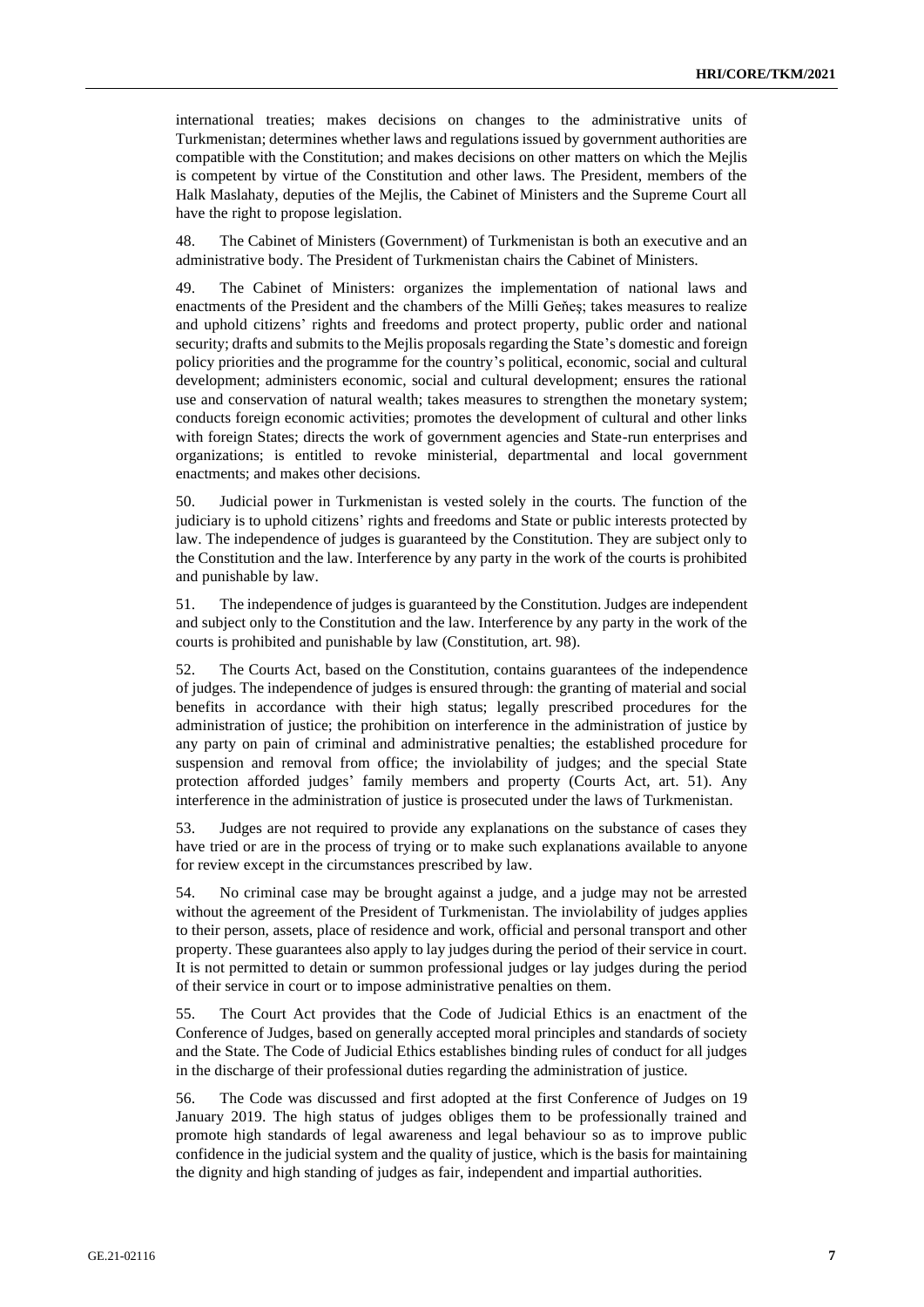international treaties; makes decisions on changes to the administrative units of Turkmenistan; determines whether laws and regulations issued by government authorities are compatible with the Constitution; and makes decisions on other matters on which the Mejlis is competent by virtue of the Constitution and other laws. The President, members of the Halk Maslahaty, deputies of the Mejlis, the Cabinet of Ministers and the Supreme Court all have the right to propose legislation.

48. The Cabinet of Ministers (Government) of Turkmenistan is both an executive and an administrative body. The President of Turkmenistan chairs the Cabinet of Ministers.

49. The Cabinet of Ministers: organizes the implementation of national laws and enactments of the President and the chambers of the Milli Geňeş; takes measures to realize and uphold citizens' rights and freedoms and protect property, public order and national security; drafts and submits to the Mejlis proposals regarding the State's domestic and foreign policy priorities and the programme for the country's political, economic, social and cultural development; administers economic, social and cultural development; ensures the rational use and conservation of natural wealth; takes measures to strengthen the monetary system; conducts foreign economic activities; promotes the development of cultural and other links with foreign States; directs the work of government agencies and State-run enterprises and organizations; is entitled to revoke ministerial, departmental and local government enactments; and makes other decisions.

50. Judicial power in Turkmenistan is vested solely in the courts. The function of the judiciary is to uphold citizens' rights and freedoms and State or public interests protected by law. The independence of judges is guaranteed by the Constitution. They are subject only to the Constitution and the law. Interference by any party in the work of the courts is prohibited and punishable by law.

51. The independence of judges is guaranteed by the Constitution. Judges are independent and subject only to the Constitution and the law. Interference by any party in the work of the courts is prohibited and punishable by law (Constitution, art. 98).

52. The Courts Act, based on the Constitution, contains guarantees of the independence of judges. The independence of judges is ensured through: the granting of material and social benefits in accordance with their high status; legally prescribed procedures for the administration of justice; the prohibition on interference in the administration of justice by any party on pain of criminal and administrative penalties; the established procedure for suspension and removal from office; the inviolability of judges; and the special State protection afforded judges' family members and property (Courts Act, art. 51). Any interference in the administration of justice is prosecuted under the laws of Turkmenistan.

53. Judges are not required to provide any explanations on the substance of cases they have tried or are in the process of trying or to make such explanations available to anyone for review except in the circumstances prescribed by law.

54. No criminal case may be brought against a judge, and a judge may not be arrested without the agreement of the President of Turkmenistan. The inviolability of judges applies to their person, assets, place of residence and work, official and personal transport and other property. These guarantees also apply to lay judges during the period of their service in court. It is not permitted to detain or summon professional judges or lay judges during the period of their service in court or to impose administrative penalties on them.

55. The Court Act provides that the Code of Judicial Ethics is an enactment of the Conference of Judges, based on generally accepted moral principles and standards of society and the State. The Code of Judicial Ethics establishes binding rules of conduct for all judges in the discharge of their professional duties regarding the administration of justice.

56. The Code was discussed and first adopted at the first Conference of Judges on 19 January 2019. The high status of judges obliges them to be professionally trained and promote high standards of legal awareness and legal behaviour so as to improve public confidence in the judicial system and the quality of justice, which is the basis for maintaining the dignity and high standing of judges as fair, independent and impartial authorities.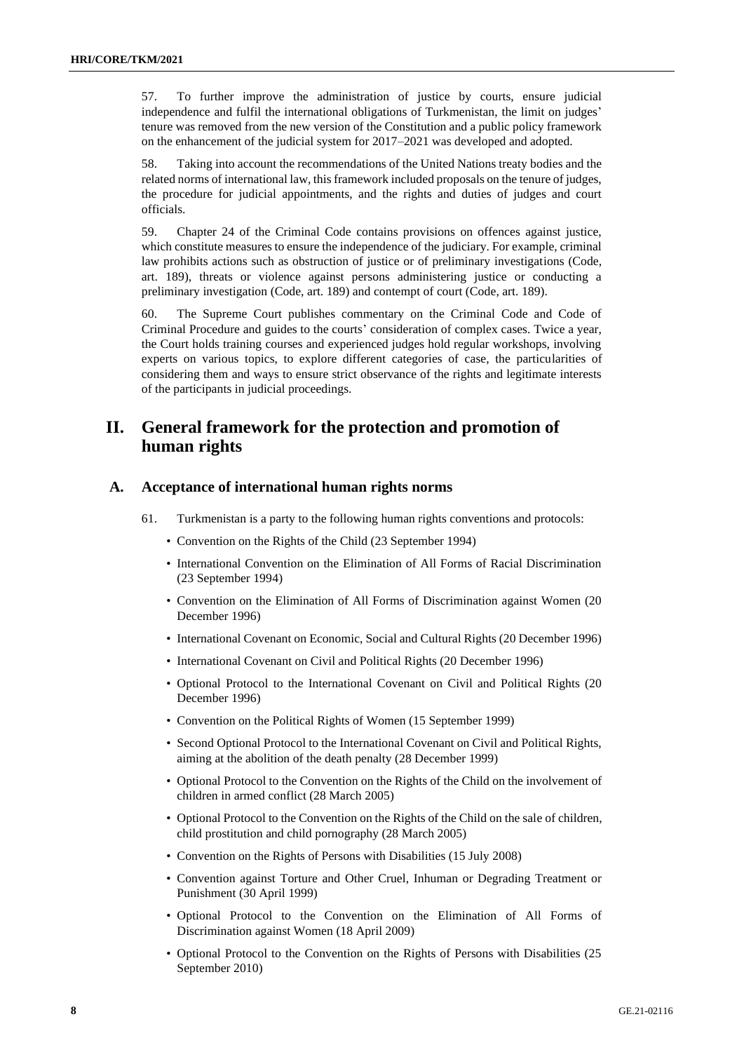57. To further improve the administration of justice by courts, ensure judicial independence and fulfil the international obligations of Turkmenistan, the limit on judges' tenure was removed from the new version of the Constitution and a public policy framework on the enhancement of the judicial system for 2017–2021 was developed and adopted.

58. Taking into account the recommendations of the United Nations treaty bodies and the related norms of international law, this framework included proposals on the tenure of judges, the procedure for judicial appointments, and the rights and duties of judges and court officials.

59. Chapter 24 of the Criminal Code contains provisions on offences against justice, which constitute measures to ensure the independence of the judiciary. For example, criminal law prohibits actions such as obstruction of justice or of preliminary investigations (Code, art. 189), threats or violence against persons administering justice or conducting a preliminary investigation (Code, art. 189) and contempt of court (Code, art. 189).

60. The Supreme Court publishes commentary on the Criminal Code and Code of Criminal Procedure and guides to the courts' consideration of complex cases. Twice a year, the Court holds training courses and experienced judges hold regular workshops, involving experts on various topics, to explore different categories of case, the particularities of considering them and ways to ensure strict observance of the rights and legitimate interests of the participants in judicial proceedings.

# II. General framework for the protection and promotion of human rights

## A. Acceptance of international human rights norms

61. Turkmenistan is a party to the following human rights conventions and protocols:

- Convention on the Rights of the Child (23 September 1994)
- International Convention on the Elimination of All Forms of Racial Discrimination (23 September 1994)
- Convention on the Elimination of All Forms of Discrimination against Women (20 December 1996)
- International Covenant on Economic, Social and Cultural Rights (20 December 1996)
- International Covenant on Civil and Political Rights (20 December 1996)
- Optional Protocol to the International Covenant on Civil and Political Rights (20 December 1996)
- Convention on the Political Rights of Women (15 September 1999)
- Second Optional Protocol to the International Covenant on Civil and Political Rights, aiming at the abolition of the death penalty (28 December 1999)
- Optional Protocol to the Convention on the Rights of the Child on the involvement of children in armed conflict (28 March 2005)
- Optional Protocol to the Convention on the Rights of the Child on the sale of children, child prostitution and child pornography (28 March 2005)
- Convention on the Rights of Persons with Disabilities (15 July 2008)
- Convention against Torture and Other Cruel, Inhuman or Degrading Treatment or Punishment (30 April 1999)
- Optional Protocol to the Convention on the Elimination of All Forms of Discrimination against Women (18 April 2009)
- Optional Protocol to the Convention on the Rights of Persons with Disabilities (25 September 2010)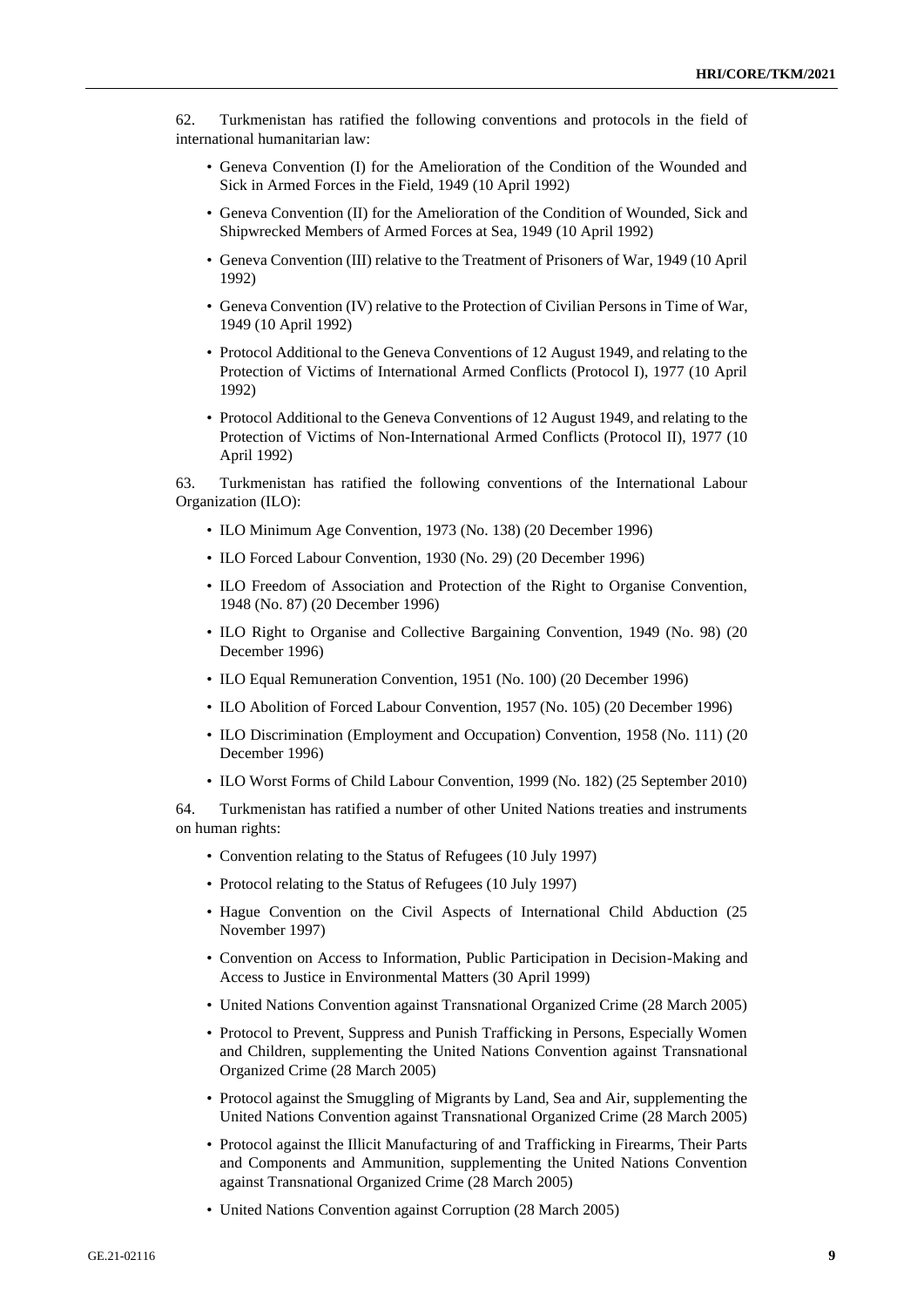62. Turkmenistan has ratified the following conventions and protocols in the field of international humanitarian law:

- Geneva Convention (I) for the Amelioration of the Condition of the Wounded and Sick in Armed Forces in the Field, 1949 (10 April 1992)
- Geneva Convention (II) for the Amelioration of the Condition of Wounded, Sick and Shipwrecked Members of Armed Forces at Sea, 1949 (10 April 1992)
- Geneva Convention (III) relative to the Treatment of Prisoners of War, 1949 (10 April 1992)
- Geneva Convention (IV) relative to the Protection of Civilian Persons in Time of War, 1949 (10 April 1992)
- Protocol Additional to the Geneva Conventions of 12 August 1949, and relating to the Protection of Victims of International Armed Conflicts (Protocol I), 1977 (10 April 1992)
- Protocol Additional to the Geneva Conventions of 12 August 1949, and relating to the Protection of Victims of Non-International Armed Conflicts (Protocol II), 1977 (10 April 1992)

63. Turkmenistan has ratified the following conventions of the International Labour Organization (ILO):

- ILO Minimum Age Convention, 1973 (No. 138) (20 December 1996)
- ILO Forced Labour Convention, 1930 (No. 29) (20 December 1996)
- ILO Freedom of Association and Protection of the Right to Organise Convention, 1948 (No. 87) (20 December 1996)
- ILO Right to Organise and Collective Bargaining Convention, 1949 (No. 98) (20 December 1996)
- ILO Equal Remuneration Convention, 1951 (No. 100) (20 December 1996)
- ILO Abolition of Forced Labour Convention, 1957 (No. 105) (20 December 1996)
- ILO Discrimination (Employment and Occupation) Convention, 1958 (No. 111) (20 December 1996)
- ILO Worst Forms of Child Labour Convention, 1999 (No. 182) (25 September 2010)

64. Turkmenistan has ratified a number of other United Nations treaties and instruments on human rights:

- Convention relating to the Status of Refugees (10 July 1997)
- Protocol relating to the Status of Refugees (10 July 1997)
- Hague Convention on the Civil Aspects of International Child Abduction (25 November 1997)
- Convention on Access to Information, Public Participation in Decision-Making and Access to Justice in Environmental Matters (30 April 1999)
- United Nations Convention against Transnational Organized Crime (28 March 2005)
- Protocol to Prevent, Suppress and Punish Trafficking in Persons, Especially Women and Children, supplementing the United Nations Convention against Transnational Organized Crime (28 March 2005)
- Protocol against the Smuggling of Migrants by Land, Sea and Air, supplementing the United Nations Convention against Transnational Organized Crime (28 March 2005)
- Protocol against the Illicit Manufacturing of and Trafficking in Firearms, Their Parts and Components and Ammunition, supplementing the United Nations Convention against Transnational Organized Crime (28 March 2005)
- United Nations Convention against Corruption (28 March 2005)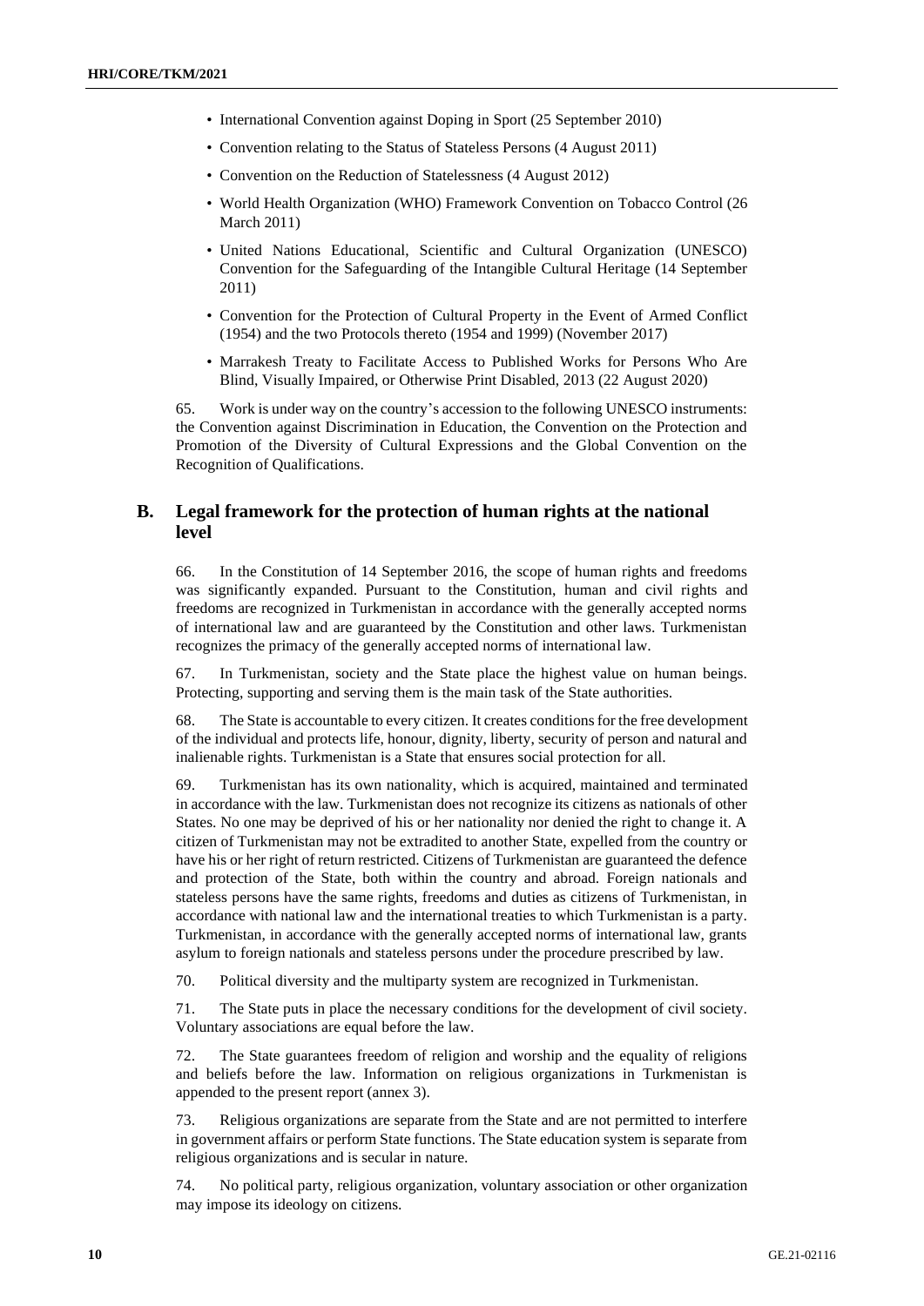- International Convention against Doping in Sport (25 September 2010)
- Convention relating to the Status of Stateless Persons (4 August 2011)
- Convention on the Reduction of Statelessness (4 August 2012)
- World Health Organization (WHO) Framework Convention on Tobacco Control (26 March 2011)
- United Nations Educational, Scientific and Cultural Organization (UNESCO) Convention for the Safeguarding of the Intangible Cultural Heritage (14 September 2011)
- Convention for the Protection of Cultural Property in the Event of Armed Conflict (1954) and the two Protocols thereto (1954 and 1999) (November 2017)
- Marrakesh Treaty to Facilitate Access to Published Works for Persons Who Are Blind, Visually Impaired, or Otherwise Print Disabled, 2013 (22 August 2020)

65. Work is under way on the country's accession to the following UNESCO instruments: the Convention against Discrimination in Education, the Convention on the Protection and Promotion of the Diversity of Cultural Expressions and the Global Convention on the Recognition of Qualifications.

## B. Legal framework for the protection of human rights at the national level

66. In the Constitution of 14 September 2016, the scope of human rights and freedoms was significantly expanded. Pursuant to the Constitution, human and civil rights and freedoms are recognized in Turkmenistan in accordance with the generally accepted norms of international law and are guaranteed by the Constitution and other laws. Turkmenistan recognizes the primacy of the generally accepted norms of international law.

67. In Turkmenistan, society and the State place the highest value on human beings. Protecting, supporting and serving them is the main task of the State authorities.

68. The State is accountable to every citizen. It creates conditions for the free development of the individual and protects life, honour, dignity, liberty, security of person and natural and inalienable rights. Turkmenistan is a State that ensures social protection for all.

69. Turkmenistan has its own nationality, which is acquired, maintained and terminated in accordance with the law. Turkmenistan does not recognize its citizens as nationals of other States. No one may be deprived of his or her nationality nor denied the right to change it. A citizen of Turkmenistan may not be extradited to another State, expelled from the country or have his or her right of return restricted. Citizens of Turkmenistan are guaranteed the defence and protection of the State, both within the country and abroad. Foreign nationals and stateless persons have the same rights, freedoms and duties as citizens of Turkmenistan, in accordance with national law and the international treaties to which Turkmenistan is a party. Turkmenistan, in accordance with the generally accepted norms of international law, grants asylum to foreign nationals and stateless persons under the procedure prescribed by law.

70. Political diversity and the multiparty system are recognized in Turkmenistan.

71. The State puts in place the necessary conditions for the development of civil society. Voluntary associations are equal before the law.

72. The State guarantees freedom of religion and worship and the equality of religions and beliefs before the law. Information on religious organizations in Turkmenistan is appended to the present report (annex 3).

73. Religious organizations are separate from the State and are not permitted to interfere in government affairs or perform State functions. The State education system is separate from religious organizations and is secular in nature.

74. No political party, religious organization, voluntary association or other organization may impose its ideology on citizens.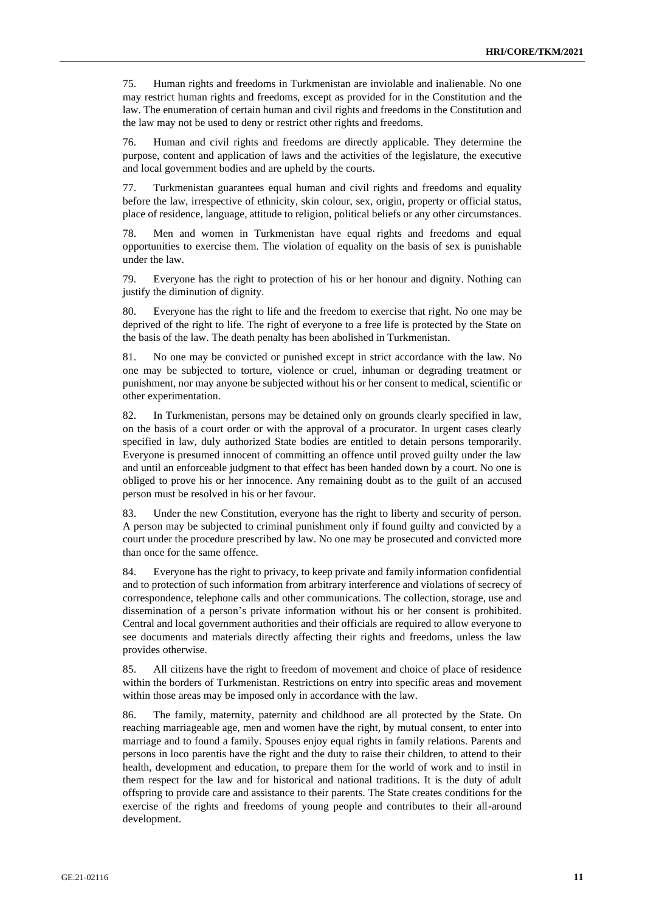75. Human rights and freedoms in Turkmenistan are inviolable and inalienable. No one may restrict human rights and freedoms, except as provided for in the Constitution and the law. The enumeration of certain human and civil rights and freedoms in the Constitution and the law may not be used to deny or restrict other rights and freedoms.

76. Human and civil rights and freedoms are directly applicable. They determine the purpose, content and application of laws and the activities of the legislature, the executive and local government bodies and are upheld by the courts.

77. Turkmenistan guarantees equal human and civil rights and freedoms and equality before the law, irrespective of ethnicity, skin colour, sex, origin, property or official status, place of residence, language, attitude to religion, political beliefs or any other circumstances.

78. Men and women in Turkmenistan have equal rights and freedoms and equal opportunities to exercise them. The violation of equality on the basis of sex is punishable under the law.

79. Everyone has the right to protection of his or her honour and dignity. Nothing can justify the diminution of dignity.

80. Everyone has the right to life and the freedom to exercise that right. No one may be deprived of the right to life. The right of everyone to a free life is protected by the State on the basis of the law. The death penalty has been abolished in Turkmenistan.

81. No one may be convicted or punished except in strict accordance with the law. No one may be subjected to torture, violence or cruel, inhuman or degrading treatment or punishment, nor may anyone be subjected without his or her consent to medical, scientific or other experimentation.

82. In Turkmenistan, persons may be detained only on grounds clearly specified in law, on the basis of a court order or with the approval of a procurator. In urgent cases clearly specified in law, duly authorized State bodies are entitled to detain persons temporarily. Everyone is presumed innocent of committing an offence until proved guilty under the law and until an enforceable judgment to that effect has been handed down by a court. No one is obliged to prove his or her innocence. Any remaining doubt as to the guilt of an accused person must be resolved in his or her favour.

83. Under the new Constitution, everyone has the right to liberty and security of person. A person may be subjected to criminal punishment only if found guilty and convicted by a court under the procedure prescribed by law. No one may be prosecuted and convicted more than once for the same offence.

84. Everyone has the right to privacy, to keep private and family information confidential and to protection of such information from arbitrary interference and violations of secrecy of correspondence, telephone calls and other communications. The collection, storage, use and dissemination of a person's private information without his or her consent is prohibited. Central and local government authorities and their officials are required to allow everyone to see documents and materials directly affecting their rights and freedoms, unless the law provides otherwise.

85. All citizens have the right to freedom of movement and choice of place of residence within the borders of Turkmenistan. Restrictions on entry into specific areas and movement within those areas may be imposed only in accordance with the law.

86. The family, maternity, paternity and childhood are all protected by the State. On reaching marriageable age, men and women have the right, by mutual consent, to enter into marriage and to found a family. Spouses enjoy equal rights in family relations. Parents and persons in loco parentis have the right and the duty to raise their children, to attend to their health, development and education, to prepare them for the world of work and to instil in them respect for the law and for historical and national traditions. It is the duty of adult offspring to provide care and assistance to their parents. The State creates conditions for the exercise of the rights and freedoms of young people and contributes to their all-around development.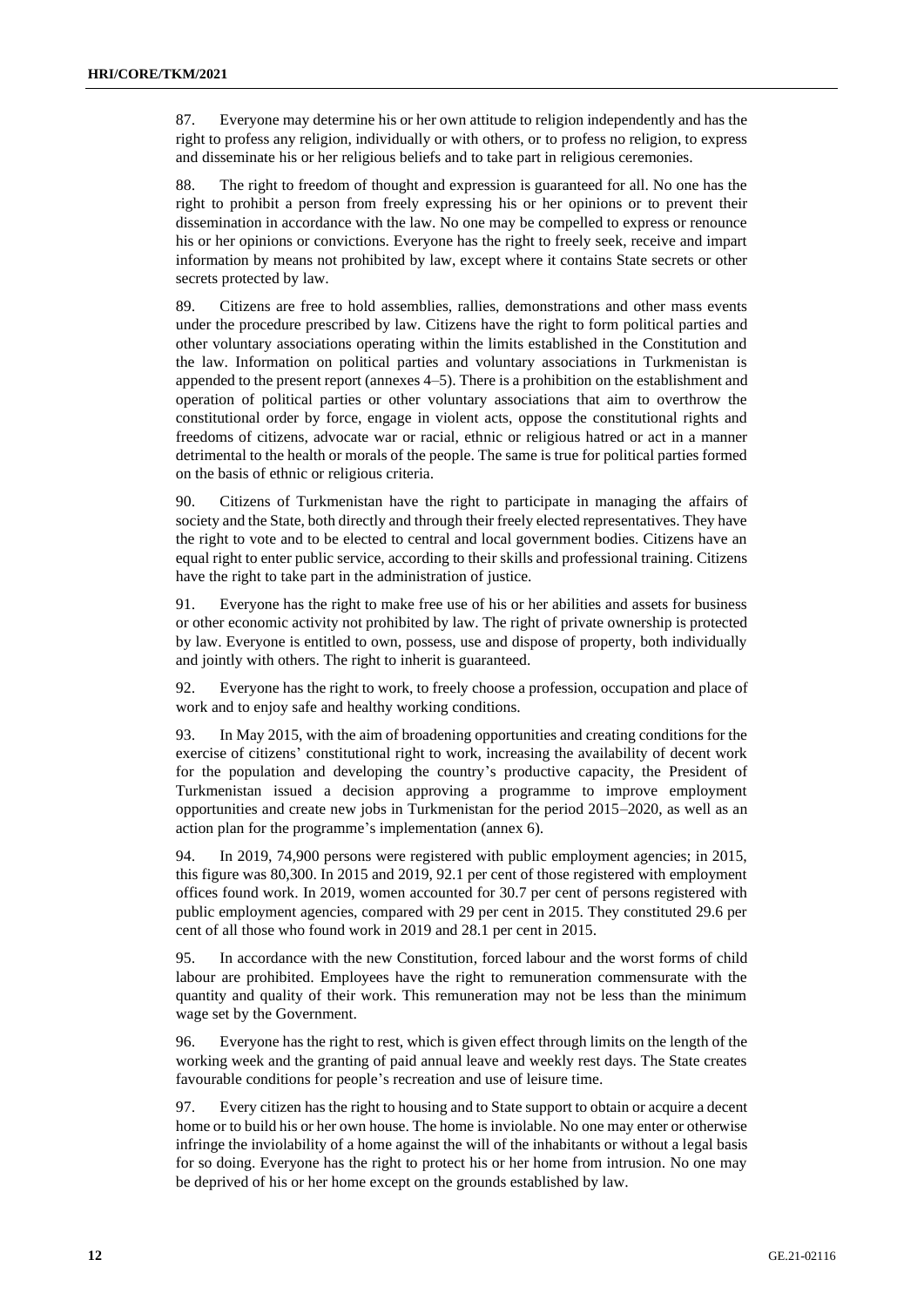87. Everyone may determine his or her own attitude to religion independently and has the right to profess any religion, individually or with others, or to profess no religion, to express and disseminate his or her religious beliefs and to take part in religious ceremonies.

88. The right to freedom of thought and expression is guaranteed for all. No one has the right to prohibit a person from freely expressing his or her opinions or to prevent their dissemination in accordance with the law. No one may be compelled to express or renounce his or her opinions or convictions. Everyone has the right to freely seek, receive and impart information by means not prohibited by law, except where it contains State secrets or other secrets protected by law.

89. Citizens are free to hold assemblies, rallies, demonstrations and other mass events under the procedure prescribed by law. Citizens have the right to form political parties and other voluntary associations operating within the limits established in the Constitution and the law. Information on political parties and voluntary associations in Turkmenistan is appended to the present report (annexes 4–5). There is a prohibition on the establishment and operation of political parties or other voluntary associations that aim to overthrow the constitutional order by force, engage in violent acts, oppose the constitutional rights and freedoms of citizens, advocate war or racial, ethnic or religious hatred or act in a manner detrimental to the health or morals of the people. The same is true for political parties formed on the basis of ethnic or religious criteria.

90. Citizens of Turkmenistan have the right to participate in managing the affairs of society and the State, both directly and through their freely elected representatives. They have the right to vote and to be elected to central and local government bodies. Citizens have an equal right to enter public service, according to their skills and professional training. Citizens have the right to take part in the administration of justice.

91. Everyone has the right to make free use of his or her abilities and assets for business or other economic activity not prohibited by law. The right of private ownership is protected by law. Everyone is entitled to own, possess, use and dispose of property, both individually and jointly with others. The right to inherit is guaranteed.

92. Everyone has the right to work, to freely choose a profession, occupation and place of work and to enjoy safe and healthy working conditions.

93. In May 2015, with the aim of broadening opportunities and creating conditions for the exercise of citizens' constitutional right to work, increasing the availability of decent work for the population and developing the country's productive capacity, the President of Turkmenistan issued a decision approving a programme to improve employment opportunities and create new jobs in Turkmenistan for the period 2015–2020, as well as an action plan for the programme's implementation (annex 6).

94. In 2019, 74,900 persons were registered with public employment agencies; in 2015, this figure was 80,300. In 2015 and 2019, 92.1 per cent of those registered with employment offices found work. In 2019, women accounted for 30.7 per cent of persons registered with public employment agencies, compared with 29 per cent in 2015. They constituted 29.6 per cent of all those who found work in 2019 and 28.1 per cent in 2015.

95. In accordance with the new Constitution, forced labour and the worst forms of child labour are prohibited. Employees have the right to remuneration commensurate with the quantity and quality of their work. This remuneration may not be less than the minimum wage set by the Government.

96. Everyone has the right to rest, which is given effect through limits on the length of the working week and the granting of paid annual leave and weekly rest days. The State creates favourable conditions for people's recreation and use of leisure time.

97. Every citizen has the right to housing and to State support to obtain or acquire a decent home or to build his or her own house. The home is inviolable. No one may enter or otherwise infringe the inviolability of a home against the will of the inhabitants or without a legal basis for so doing. Everyone has the right to protect his or her home from intrusion. No one may be deprived of his or her home except on the grounds established by law.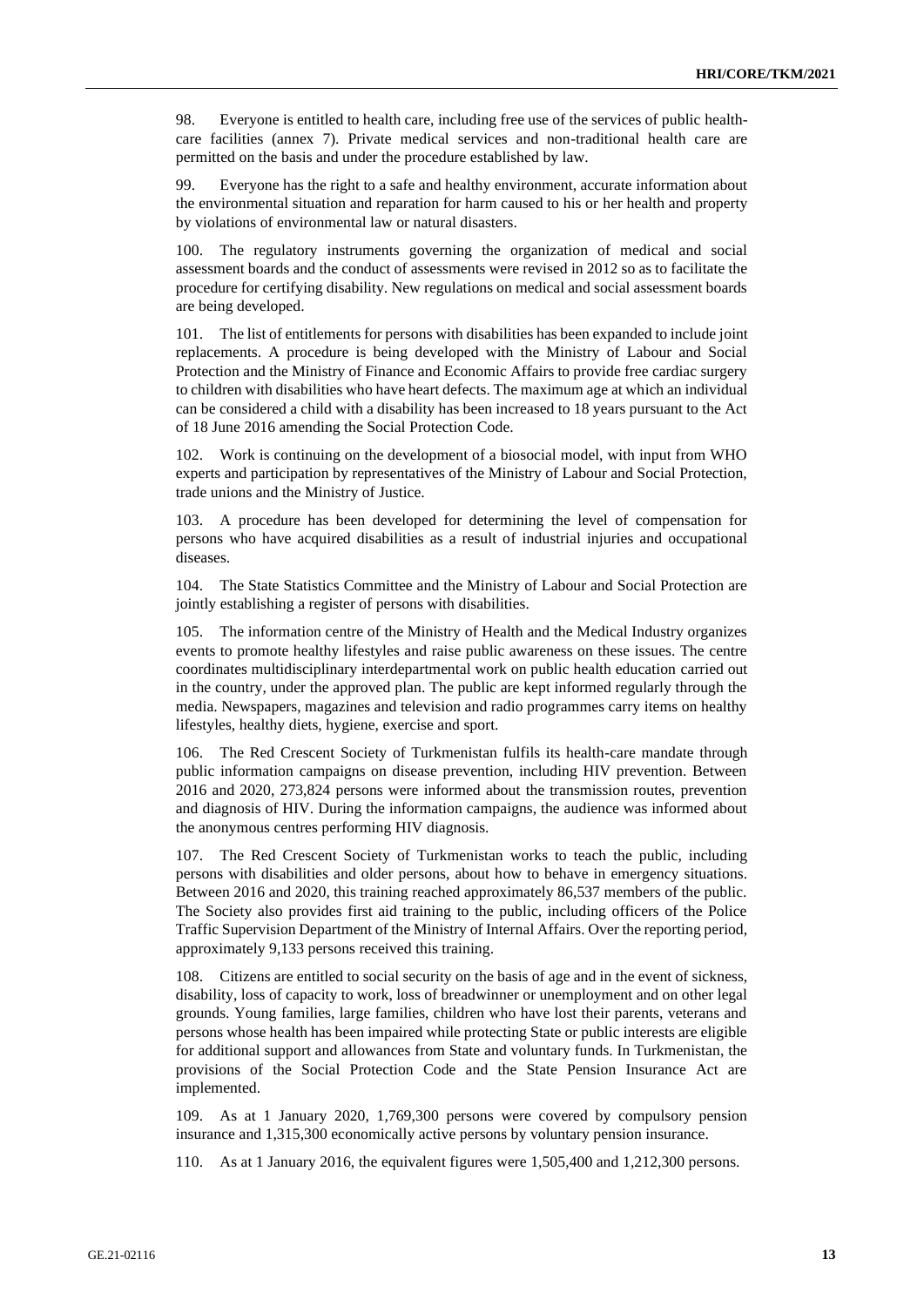98. Everyone is entitled to health care, including free use of the services of public health-care facilities (annex 7). Private medical services and non-traditional health care are permitted on the basis and under the procedure established by law.

99. Everyone has the right to a safe and healthy environment, accurate information about the environmental situation and reparation for harm caused to his or her health and property by violations of environmental law or natural disasters.

100. The regulatory instruments governing the organization of medical and social assessment boards and the conduct of assessments were revised in 2012 so as to facilitate the procedure for certifying disability. New regulations on medical and social assessment boards are being developed.

101. The list of entitlements for persons with disabilities has been expanded to include joint replacements. A procedure is being developed with the Ministry of Labour and Social Protection and the Ministry of Finance and Economic Affairs to provide free cardiac surgery to children with disabilities who have heart defects. The maximum age at which an individual can be considered a child with a disability has been increased to 18 years pursuant to the Act of 18 June 2016 amending the Social Protection Code.

102. Work is continuing on the development of a biosocial model, with input from WHO experts and participation by representatives of the Ministry of Labour and Social Protection, trade unions and the Ministry of Justice.

103. A procedure has been developed for determining the level of compensation for persons who have acquired disabilities as a result of industrial injuries and occupational diseases.

104. The State Statistics Committee and the Ministry of Labour and Social Protection are jointly establishing a register of persons with disabilities.

105. The information centre of the Ministry of Health and the Medical Industry organizes events to promote healthy lifestyles and raise public awareness on these issues. The centre coordinates multidisciplinary interdepartmental work on public health education carried out in the country, under the approved plan. The public are kept informed regularly through the media. Newspapers, magazines and television and radio programmes carry items on healthy lifestyles, healthy diets, hygiene, exercise and sport.

106. The Red Crescent Society of Turkmenistan fulfils its health-care mandate through public information campaigns on disease prevention, including HIV prevention. Between 2016 and 2020, 273,824 persons were informed about the transmission routes, prevention and diagnosis of HIV. During the information campaigns, the audience was informed about the anonymous centres performing HIV diagnosis.

107. The Red Crescent Society of Turkmenistan works to teach the public, including persons with disabilities and older persons, about how to behave in emergency situations. Between 2016 and 2020, this training reached approximately 86,537 members of the public. The Society also provides first aid training to the public, including officers of the Police Traffic Supervision Department of the Ministry of Internal Affairs. Over the reporting period, approximately 9,133 persons received this training.

108. Citizens are entitled to social security on the basis of age and in the event of sickness, disability, loss of capacity to work, loss of breadwinner or unemployment and on other legal grounds. Young families, large families, children who have lost their parents, veterans and persons whose health has been impaired while protecting State or public interests are eligible for additional support and allowances from State and voluntary funds. In Turkmenistan, the provisions of the Social Protection Code and the State Pension Insurance Act are implemented.

109. As at 1 January 2020, 1,769,300 persons were covered by compulsory pension insurance and 1,315,300 economically active persons by voluntary pension insurance.

110. As at 1 January 2016, the equivalent figures were 1,505,400 and 1,212,300 persons.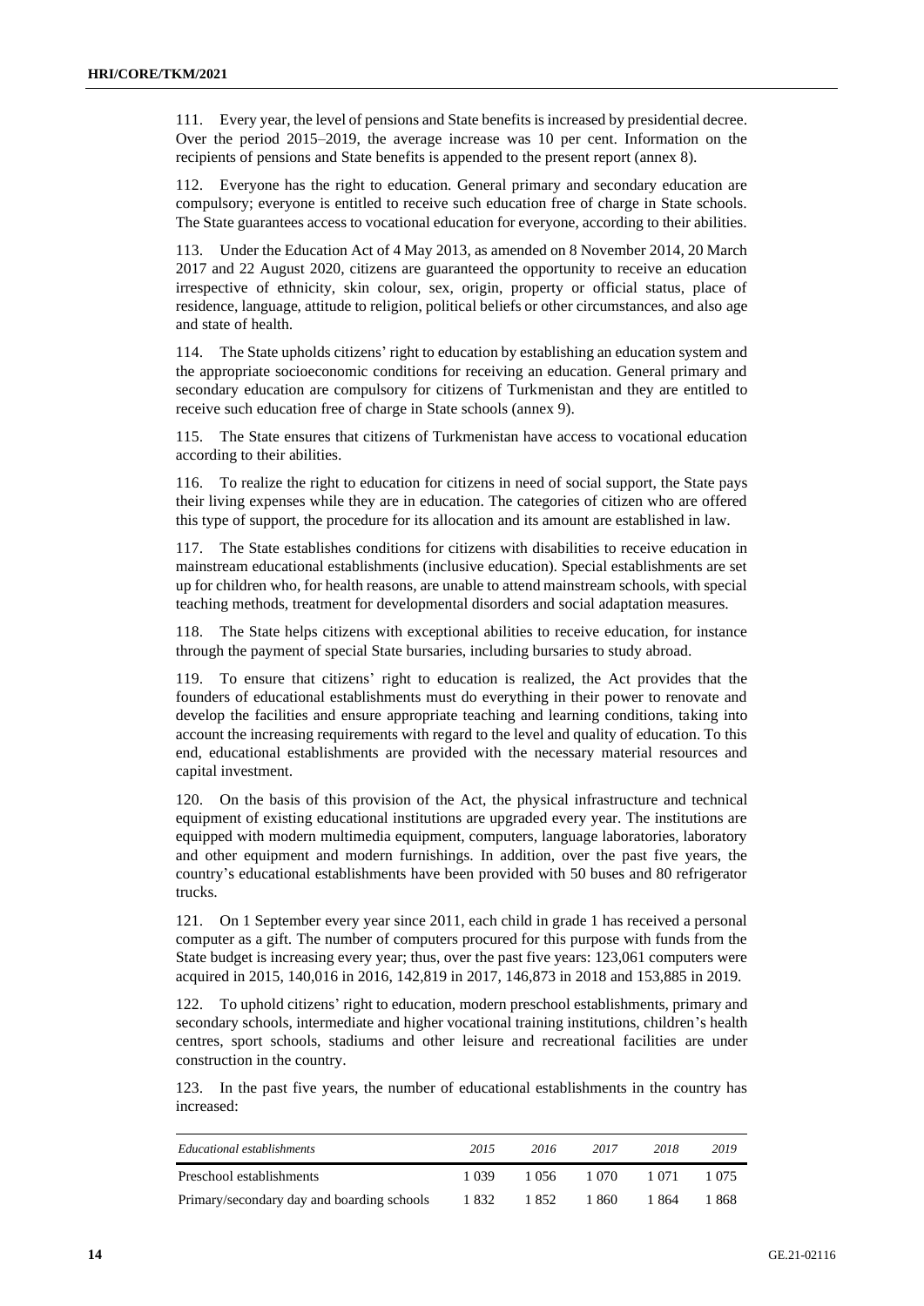111. Every year, the level of pensions and State benefits is increased by presidential decree. Over the period 2015–2019, the average increase was 10 per cent. Information on the recipients of pensions and State benefits is appended to the present report (annex 8).

112. Everyone has the right to education. General primary and secondary education are compulsory; everyone is entitled to receive such education free of charge in State schools. The State guarantees access to vocational education for everyone, according to their abilities.

113. Under the Education Act of 4 May 2013, as amended on 8 November 2014, 20 March 2017 and 22 August 2020, citizens are guaranteed the opportunity to receive an education irrespective of ethnicity, skin colour, sex, origin, property or official status, place of residence, language, attitude to religion, political beliefs or other circumstances, and also age and state of health.

114. The State upholds citizens' right to education by establishing an education system and the appropriate socioeconomic conditions for receiving an education. General primary and secondary education are compulsory for citizens of Turkmenistan and they are entitled to receive such education free of charge in State schools (annex 9).

115. The State ensures that citizens of Turkmenistan have access to vocational education according to their abilities.

116. To realize the right to education for citizens in need of social support, the State pays their living expenses while they are in education. The categories of citizen who are offered this type of support, the procedure for its allocation and its amount are established in law.

117. The State establishes conditions for citizens with disabilities to receive education in mainstream educational establishments (inclusive education). Special establishments are set up for children who, for health reasons, are unable to attend mainstream schools, with special teaching methods, treatment for developmental disorders and social adaptation measures.

118. The State helps citizens with exceptional abilities to receive education, for instance through the payment of special State bursaries, including bursaries to study abroad.

119. To ensure that citizens' right to education is realized, the Act provides that the founders of educational establishments must do everything in their power to renovate and develop the facilities and ensure appropriate teaching and learning conditions, taking into account the increasing requirements with regard to the level and quality of education. To this end, educational establishments are provided with the necessary material resources and capital investment.

120. On the basis of this provision of the Act, the physical infrastructure and technical equipment of existing educational institutions are upgraded every year. The institutions are equipped with modern multimedia equipment, computers, language laboratories, laboratory and other equipment and modern furnishings. In addition, over the past five years, the country's educational establishments have been provided with 50 buses and 80 refrigerator trucks.

121. On 1 September every year since 2011, each child in grade 1 has received a personal computer as a gift. The number of computers procured for this purpose with funds from the State budget is increasing every year; thus, over the past five years: 123,061 computers were acquired in 2015, 140,016 in 2016, 142,819 in 2017, 146,873 in 2018 and 153,885 in 2019.

122. To uphold citizens' right to education, modern preschool establishments, primary and secondary schools, intermediate and higher vocational training institutions, children's health centres, sport schools, stadiums and other leisure and recreational facilities are under construction in the country.

123. In the past five years, the number of educational establishments in the country has increased:

| *Educational establishments* | *2015* | *2016* | *2017* | *2018* | *2019* |
|---|---|---|---|---|---|
| Preschool establishments | 1 039 | 1 056 | 1 070 | 1 071 | 1 075 |
| Primary/secondary day and boarding schools | 1 832 | 1 852 | 1 860 | 1 864 | 1 868 |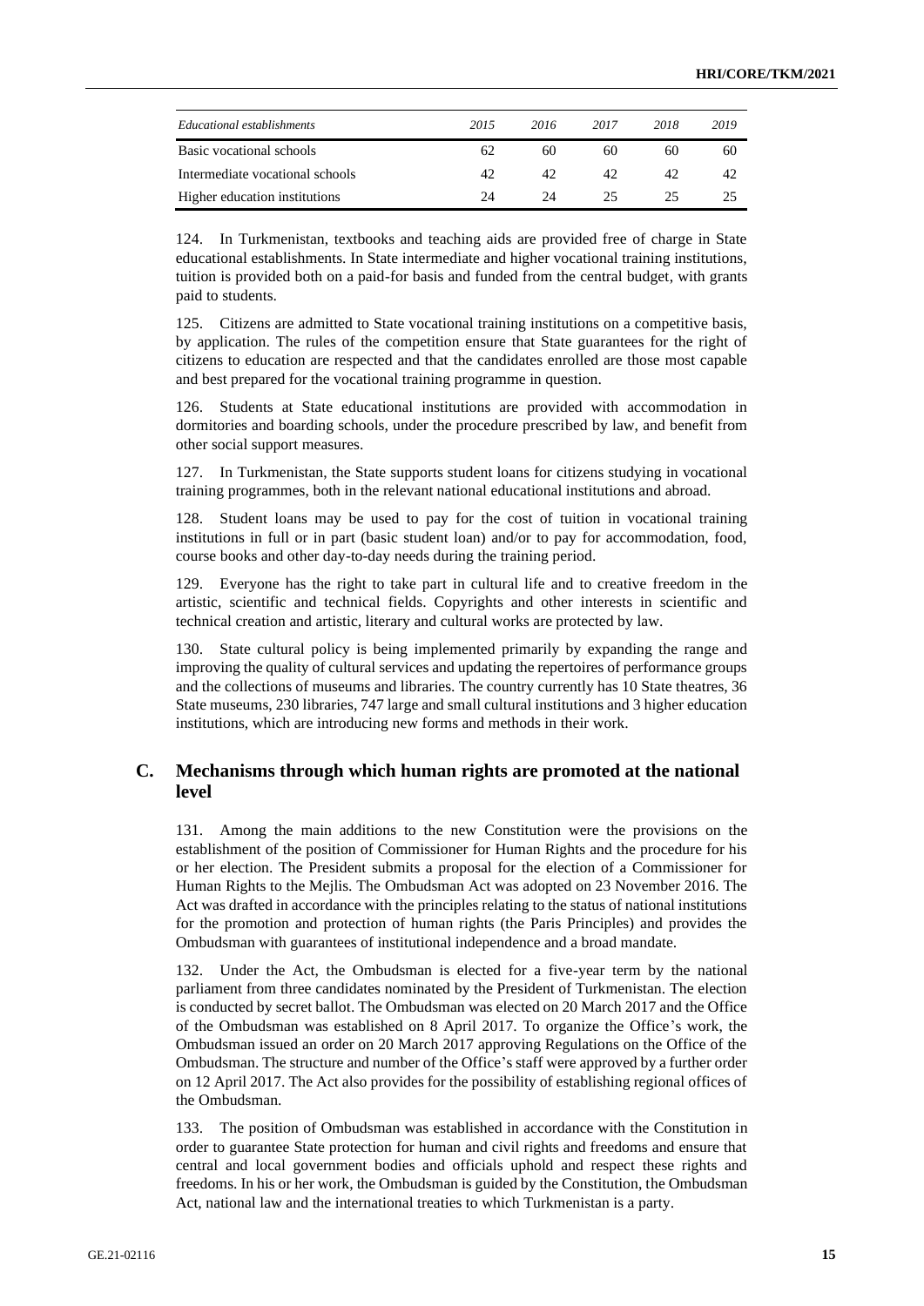| *Educational establishments* | *2015* | *2016* | *2017* | *2018* | *2019* |
|---|---|---|---|---|---|
| Basic vocational schools | 62 | 60 | 60 | 60 | 60 |
| Intermediate vocational schools | 42 | 42 | 42 | 42 | 42 |
| Higher education institutions | 24 | 24 | 25 | 25 | 25 |

124. In Turkmenistan, textbooks and teaching aids are provided free of charge in State educational establishments. In State intermediate and higher vocational training institutions, tuition is provided both on a paid-for basis and funded from the central budget, with grants paid to students.

125. Citizens are admitted to State vocational training institutions on a competitive basis, by application. The rules of the competition ensure that State guarantees for the right of citizens to education are respected and that the candidates enrolled are those most capable and best prepared for the vocational training programme in question.

126. Students at State educational institutions are provided with accommodation in dormitories and boarding schools, under the procedure prescribed by law, and benefit from other social support measures.

127. In Turkmenistan, the State supports student loans for citizens studying in vocational training programmes, both in the relevant national educational institutions and abroad.

128. Student loans may be used to pay for the cost of tuition in vocational training institutions in full or in part (basic student loan) and/or to pay for accommodation, food, course books and other day-to-day needs during the training period.

129. Everyone has the right to take part in cultural life and to creative freedom in the artistic, scientific and technical fields. Copyrights and other interests in scientific and technical creation and artistic, literary and cultural works are protected by law.

130. State cultural policy is being implemented primarily by expanding the range and improving the quality of cultural services and updating the repertoires of performance groups and the collections of museums and libraries. The country currently has 10 State theatres, 36 State museums, 230 libraries, 747 large and small cultural institutions and 3 higher education institutions, which are introducing new forms and methods in their work.

## C. Mechanisms through which human rights are promoted at the national level

131. Among the main additions to the new Constitution were the provisions on the establishment of the position of Commissioner for Human Rights and the procedure for his or her election. The President submits a proposal for the election of a Commissioner for Human Rights to the Mejlis. The Ombudsman Act was adopted on 23 November 2016. The Act was drafted in accordance with the principles relating to the status of national institutions for the promotion and protection of human rights (the Paris Principles) and provides the Ombudsman with guarantees of institutional independence and a broad mandate.

132. Under the Act, the Ombudsman is elected for a five-year term by the national parliament from three candidates nominated by the President of Turkmenistan. The election is conducted by secret ballot. The Ombudsman was elected on 20 March 2017 and the Office of the Ombudsman was established on 8 April 2017. To organize the Office's work, the Ombudsman issued an order on 20 March 2017 approving Regulations on the Office of the Ombudsman. The structure and number of the Office's staff were approved by a further order on 12 April 2017. The Act also provides for the possibility of establishing regional offices of the Ombudsman.

133. The position of Ombudsman was established in accordance with the Constitution in order to guarantee State protection for human and civil rights and freedoms and ensure that central and local government bodies and officials uphold and respect these rights and freedoms. In his or her work, the Ombudsman is guided by the Constitution, the Ombudsman Act, national law and the international treaties to which Turkmenistan is a party.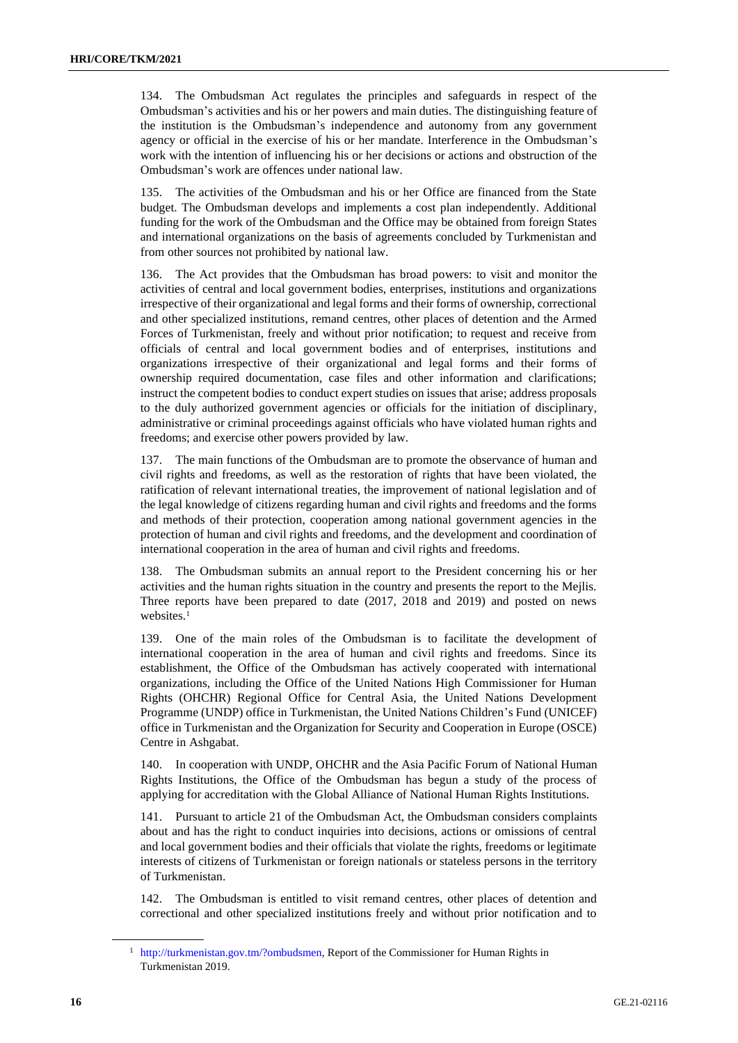134. The Ombudsman Act regulates the principles and safeguards in respect of the Ombudsman's activities and his or her powers and main duties. The distinguishing feature of the institution is the Ombudsman's independence and autonomy from any government agency or official in the exercise of his or her mandate. Interference in the Ombudsman's work with the intention of influencing his or her decisions or actions and obstruction of the Ombudsman's work are offences under national law.

135. The activities of the Ombudsman and his or her Office are financed from the State budget. The Ombudsman develops and implements a cost plan independently. Additional funding for the work of the Ombudsman and the Office may be obtained from foreign States and international organizations on the basis of agreements concluded by Turkmenistan and from other sources not prohibited by national law.

136. The Act provides that the Ombudsman has broad powers: to visit and monitor the activities of central and local government bodies, enterprises, institutions and organizations irrespective of their organizational and legal forms and their forms of ownership, correctional and other specialized institutions, remand centres, other places of detention and the Armed Forces of Turkmenistan, freely and without prior notification; to request and receive from officials of central and local government bodies and of enterprises, institutions and organizations irrespective of their organizational and legal forms and their forms of ownership required documentation, case files and other information and clarifications; instruct the competent bodies to conduct expert studies on issues that arise; address proposals to the duly authorized government agencies or officials for the initiation of disciplinary, administrative or criminal proceedings against officials who have violated human rights and freedoms; and exercise other powers provided by law.

137. The main functions of the Ombudsman are to promote the observance of human and civil rights and freedoms, as well as the restoration of rights that have been violated, the ratification of relevant international treaties, the improvement of national legislation and of the legal knowledge of citizens regarding human and civil rights and freedoms and the forms and methods of their protection, cooperation among national government agencies in the protection of human and civil rights and freedoms, and the development and coordination of international cooperation in the area of human and civil rights and freedoms.

138. The Ombudsman submits an annual report to the President concerning his or her activities and the human rights situation in the country and presents the report to the Mejlis. Three reports have been prepared to date (2017, 2018 and 2019) and posted on news websites.[1]

139. One of the main roles of the Ombudsman is to facilitate the development of international cooperation in the area of human and civil rights and freedoms. Since its establishment, the Office of the Ombudsman has actively cooperated with international organizations, including the Office of the United Nations High Commissioner for Human Rights (OHCHR) Regional Office for Central Asia, the United Nations Development Programme (UNDP) office in Turkmenistan, the United Nations Children's Fund (UNICEF) office in Turkmenistan and the Organization for Security and Cooperation in Europe (OSCE) Centre in Ashgabat.

140. In cooperation with UNDP, OHCHR and the Asia Pacific Forum of National Human Rights Institutions, the Office of the Ombudsman has begun a study of the process of applying for accreditation with the Global Alliance of National Human Rights Institutions.

141. Pursuant to article 21 of the Ombudsman Act, the Ombudsman considers complaints about and has the right to conduct inquiries into decisions, actions or omissions of central and local government bodies and their officials that violate the rights, freedoms or legitimate interests of citizens of Turkmenistan or foreign nationals or stateless persons in the territory of Turkmenistan.

142. The Ombudsman is entitled to visit remand centres, other places of detention and correctional and other specialized institutions freely and without prior notification and to

---

[1] http://turkmenistan.gov.tm/?ombudsmen, Report of the Commissioner for Human Rights in Turkmenistan 2019.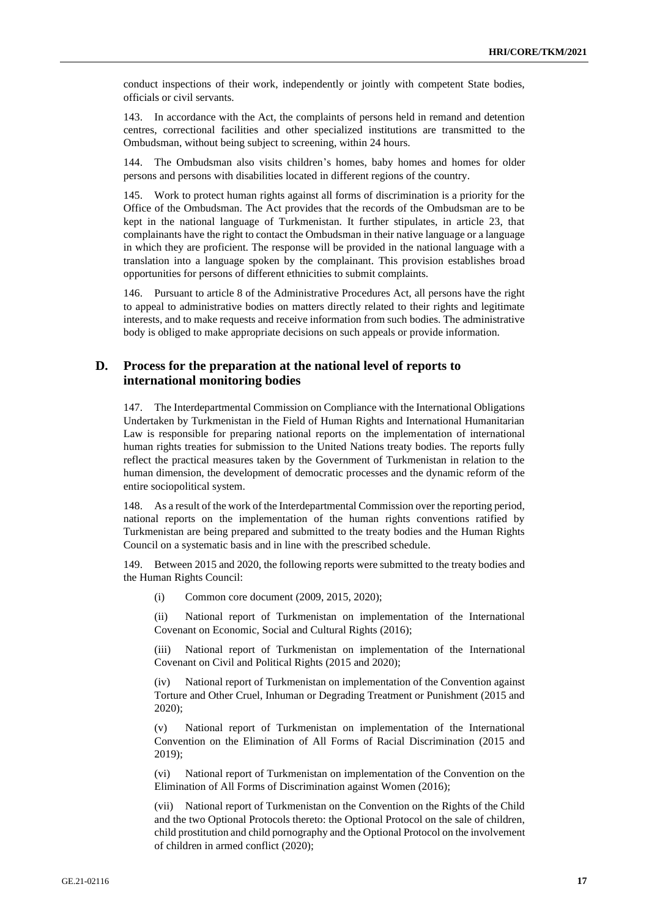conduct inspections of their work, independently or jointly with competent State bodies, officials or civil servants.

143. In accordance with the Act, the complaints of persons held in remand and detention centres, correctional facilities and other specialized institutions are transmitted to the Ombudsman, without being subject to screening, within 24 hours.

144. The Ombudsman also visits children's homes, baby homes and homes for older persons and persons with disabilities located in different regions of the country.

145. Work to protect human rights against all forms of discrimination is a priority for the Office of the Ombudsman. The Act provides that the records of the Ombudsman are to be kept in the national language of Turkmenistan. It further stipulates, in article 23, that complainants have the right to contact the Ombudsman in their native language or a language in which they are proficient. The response will be provided in the national language with a translation into a language spoken by the complainant. This provision establishes broad opportunities for persons of different ethnicities to submit complaints.

146. Pursuant to article 8 of the Administrative Procedures Act, all persons have the right to appeal to administrative bodies on matters directly related to their rights and legitimate interests, and to make requests and receive information from such bodies. The administrative body is obliged to make appropriate decisions on such appeals or provide information.

## D. Process for the preparation at the national level of reports to international monitoring bodies

147. The Interdepartmental Commission on Compliance with the International Obligations Undertaken by Turkmenistan in the Field of Human Rights and International Humanitarian Law is responsible for preparing national reports on the implementation of international human rights treaties for submission to the United Nations treaty bodies. The reports fully reflect the practical measures taken by the Government of Turkmenistan in relation to the human dimension, the development of democratic processes and the dynamic reform of the entire sociopolitical system.

148. As a result of the work of the Interdepartmental Commission over the reporting period, national reports on the implementation of the human rights conventions ratified by Turkmenistan are being prepared and submitted to the treaty bodies and the Human Rights Council on a systematic basis and in line with the prescribed schedule.

149. Between 2015 and 2020, the following reports were submitted to the treaty bodies and the Human Rights Council:

(i) Common core document (2009, 2015, 2020);

(ii) National report of Turkmenistan on implementation of the International Covenant on Economic, Social and Cultural Rights (2016);

(iii) National report of Turkmenistan on implementation of the International Covenant on Civil and Political Rights (2015 and 2020);

(iv) National report of Turkmenistan on implementation of the Convention against Torture and Other Cruel, Inhuman or Degrading Treatment or Punishment (2015 and 2020);

(v) National report of Turkmenistan on implementation of the International Convention on the Elimination of All Forms of Racial Discrimination (2015 and 2019);

(vi) National report of Turkmenistan on implementation of the Convention on the Elimination of All Forms of Discrimination against Women (2016);

(vii) National report of Turkmenistan on the Convention on the Rights of the Child and the two Optional Protocols thereto: the Optional Protocol on the sale of children, child prostitution and child pornography and the Optional Protocol on the involvement of children in armed conflict (2020);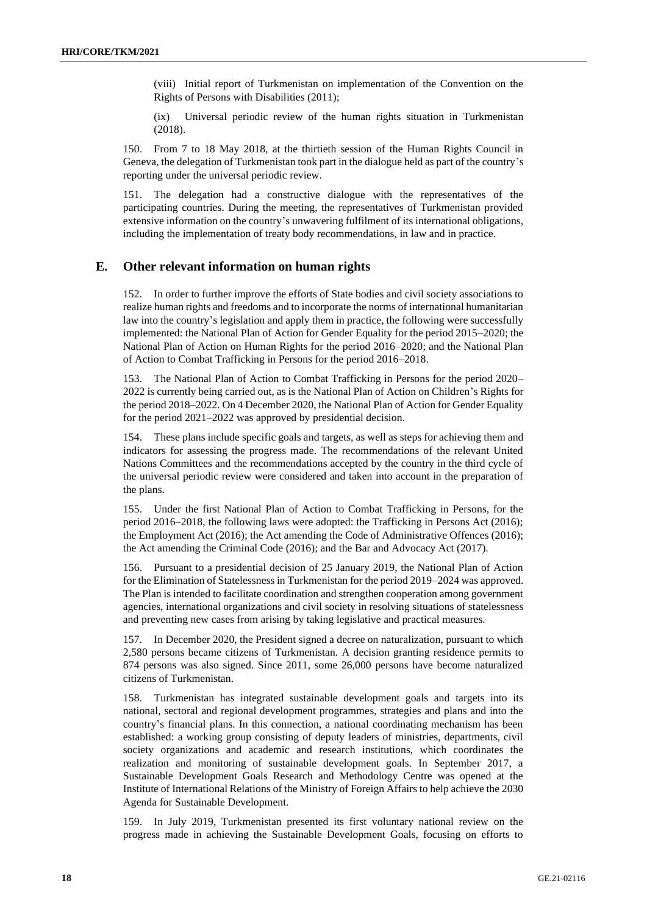(viii) Initial report of Turkmenistan on implementation of the Convention on the Rights of Persons with Disabilities (2011);

(ix) Universal periodic review of the human rights situation in Turkmenistan (2018).

150. From 7 to 18 May 2018, at the thirtieth session of the Human Rights Council in Geneva, the delegation of Turkmenistan took part in the dialogue held as part of the country's reporting under the universal periodic review.

151. The delegation had a constructive dialogue with the representatives of the participating countries. During the meeting, the representatives of Turkmenistan provided extensive information on the country's unwavering fulfilment of its international obligations, including the implementation of treaty body recommendations, in law and in practice.

## E. Other relevant information on human rights

152. In order to further improve the efforts of State bodies and civil society associations to realize human rights and freedoms and to incorporate the norms of international humanitarian law into the country's legislation and apply them in practice, the following were successfully implemented: the National Plan of Action for Gender Equality for the period 2015–2020; the National Plan of Action on Human Rights for the period 2016–2020; and the National Plan of Action to Combat Trafficking in Persons for the period 2016–2018.

153. The National Plan of Action to Combat Trafficking in Persons for the period 2020–2022 is currently being carried out, as is the National Plan of Action on Children's Rights for the period 2018–2022. On 4 December 2020, the National Plan of Action for Gender Equality for the period 2021–2022 was approved by presidential decision.

154. These plans include specific goals and targets, as well as steps for achieving them and indicators for assessing the progress made. The recommendations of the relevant United Nations Committees and the recommendations accepted by the country in the third cycle of the universal periodic review were considered and taken into account in the preparation of the plans.

155. Under the first National Plan of Action to Combat Trafficking in Persons, for the period 2016–2018, the following laws were adopted: the Trafficking in Persons Act (2016); the Employment Act (2016); the Act amending the Code of Administrative Offences (2016); the Act amending the Criminal Code (2016); and the Bar and Advocacy Act (2017).

156. Pursuant to a presidential decision of 25 January 2019, the National Plan of Action for the Elimination of Statelessness in Turkmenistan for the period 2019–2024 was approved. The Plan is intended to facilitate coordination and strengthen cooperation among government agencies, international organizations and civil society in resolving situations of statelessness and preventing new cases from arising by taking legislative and practical measures.

157. In December 2020, the President signed a decree on naturalization, pursuant to which 2,580 persons became citizens of Turkmenistan. A decision granting residence permits to 874 persons was also signed. Since 2011, some 26,000 persons have become naturalized citizens of Turkmenistan.

158. Turkmenistan has integrated sustainable development goals and targets into its national, sectoral and regional development programmes, strategies and plans and into the country's financial plans. In this connection, a national coordinating mechanism has been established: a working group consisting of deputy leaders of ministries, departments, civil society organizations and academic and research institutions, which coordinates the realization and monitoring of sustainable development goals. In September 2017, a Sustainable Development Goals Research and Methodology Centre was opened at the Institute of International Relations of the Ministry of Foreign Affairs to help achieve the 2030 Agenda for Sustainable Development.

159. In July 2019, Turkmenistan presented its first voluntary national review on the progress made in achieving the Sustainable Development Goals, focusing on efforts to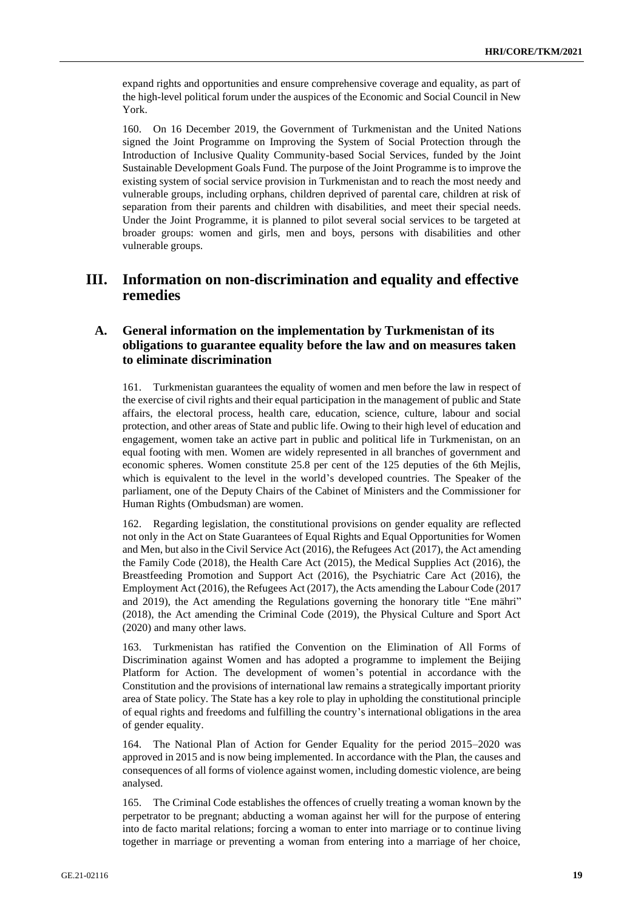expand rights and opportunities and ensure comprehensive coverage and equality, as part of the high-level political forum under the auspices of the Economic and Social Council in New York.

160. On 16 December 2019, the Government of Turkmenistan and the United Nations signed the Joint Programme on Improving the System of Social Protection through the Introduction of Inclusive Quality Community-based Social Services, funded by the Joint Sustainable Development Goals Fund. The purpose of the Joint Programme is to improve the existing system of social service provision in Turkmenistan and to reach the most needy and vulnerable groups, including orphans, children deprived of parental care, children at risk of separation from their parents and children with disabilities, and meet their special needs. Under the Joint Programme, it is planned to pilot several social services to be targeted at broader groups: women and girls, men and boys, persons with disabilities and other vulnerable groups.

## III. Information on non-discrimination and equality and effective remedies

### A. General information on the implementation by Turkmenistan of its obligations to guarantee equality before the law and on measures taken to eliminate discrimination

161. Turkmenistan guarantees the equality of women and men before the law in respect of the exercise of civil rights and their equal participation in the management of public and State affairs, the electoral process, health care, education, science, culture, labour and social protection, and other areas of State and public life. Owing to their high level of education and engagement, women take an active part in public and political life in Turkmenistan, on an equal footing with men. Women are widely represented in all branches of government and economic spheres. Women constitute 25.8 per cent of the 125 deputies of the 6th Mejlis, which is equivalent to the level in the world's developed countries. The Speaker of the parliament, one of the Deputy Chairs of the Cabinet of Ministers and the Commissioner for Human Rights (Ombudsman) are women.

162. Regarding legislation, the constitutional provisions on gender equality are reflected not only in the Act on State Guarantees of Equal Rights and Equal Opportunities for Women and Men, but also in the Civil Service Act (2016), the Refugees Act (2017), the Act amending the Family Code (2018), the Health Care Act (2015), the Medical Supplies Act (2016), the Breastfeeding Promotion and Support Act (2016), the Psychiatric Care Act (2016), the Employment Act (2016), the Refugees Act (2017), the Acts amending the Labour Code (2017 and 2019), the Act amending the Regulations governing the honorary title "Ene mähri" (2018), the Act amending the Criminal Code (2019), the Physical Culture and Sport Act (2020) and many other laws.

163. Turkmenistan has ratified the Convention on the Elimination of All Forms of Discrimination against Women and has adopted a programme to implement the Beijing Platform for Action. The development of women's potential in accordance with the Constitution and the provisions of international law remains a strategically important priority area of State policy. The State has a key role to play in upholding the constitutional principle of equal rights and freedoms and fulfilling the country's international obligations in the area of gender equality.

164. The National Plan of Action for Gender Equality for the period 2015–2020 was approved in 2015 and is now being implemented. In accordance with the Plan, the causes and consequences of all forms of violence against women, including domestic violence, are being analysed.

165. The Criminal Code establishes the offences of cruelly treating a woman known by the perpetrator to be pregnant; abducting a woman against her will for the purpose of entering into de facto marital relations; forcing a woman to enter into marriage or to continue living together in marriage or preventing a woman from entering into a marriage of her choice,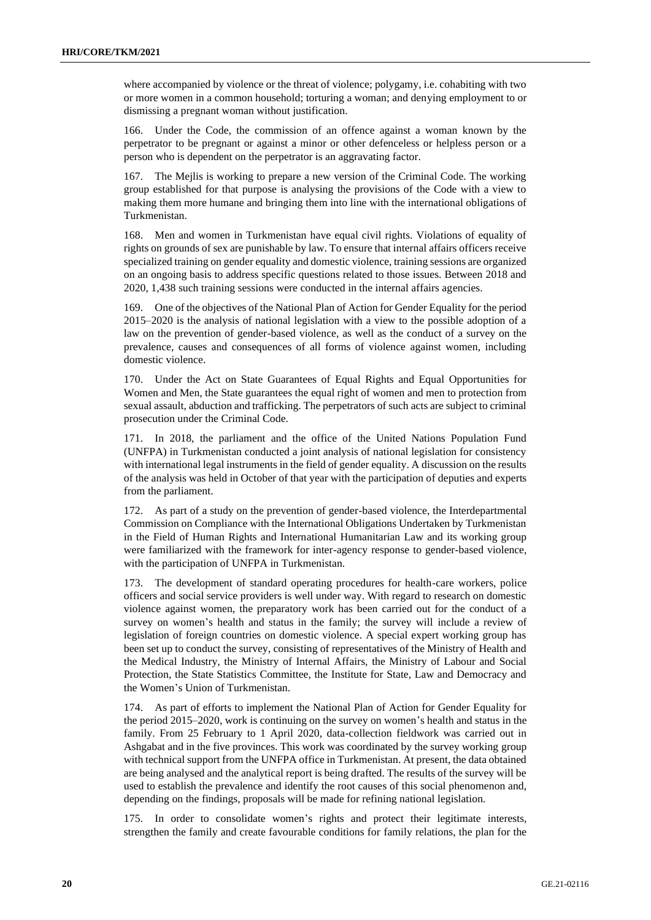where accompanied by violence or the threat of violence; polygamy, i.e. cohabiting with two or more women in a common household; torturing a woman; and denying employment to or dismissing a pregnant woman without justification.

166. Under the Code, the commission of an offence against a woman known by the perpetrator to be pregnant or against a minor or other defenceless or helpless person or a person who is dependent on the perpetrator is an aggravating factor.

167. The Mejlis is working to prepare a new version of the Criminal Code. The working group established for that purpose is analysing the provisions of the Code with a view to making them more humane and bringing them into line with the international obligations of Turkmenistan.

168. Men and women in Turkmenistan have equal civil rights. Violations of equality of rights on grounds of sex are punishable by law. To ensure that internal affairs officers receive specialized training on gender equality and domestic violence, training sessions are organized on an ongoing basis to address specific questions related to those issues. Between 2018 and 2020, 1,438 such training sessions were conducted in the internal affairs agencies.

169. One of the objectives of the National Plan of Action for Gender Equality for the period 2015–2020 is the analysis of national legislation with a view to the possible adoption of a law on the prevention of gender-based violence, as well as the conduct of a survey on the prevalence, causes and consequences of all forms of violence against women, including domestic violence.

170. Under the Act on State Guarantees of Equal Rights and Equal Opportunities for Women and Men, the State guarantees the equal right of women and men to protection from sexual assault, abduction and trafficking. The perpetrators of such acts are subject to criminal prosecution under the Criminal Code.

171. In 2018, the parliament and the office of the United Nations Population Fund (UNFPA) in Turkmenistan conducted a joint analysis of national legislation for consistency with international legal instruments in the field of gender equality. A discussion on the results of the analysis was held in October of that year with the participation of deputies and experts from the parliament.

172. As part of a study on the prevention of gender-based violence, the Interdepartmental Commission on Compliance with the International Obligations Undertaken by Turkmenistan in the Field of Human Rights and International Humanitarian Law and its working group were familiarized with the framework for inter-agency response to gender-based violence, with the participation of UNFPA in Turkmenistan.

173. The development of standard operating procedures for health-care workers, police officers and social service providers is well under way. With regard to research on domestic violence against women, the preparatory work has been carried out for the conduct of a survey on women's health and status in the family; the survey will include a review of legislation of foreign countries on domestic violence. A special expert working group has been set up to conduct the survey, consisting of representatives of the Ministry of Health and the Medical Industry, the Ministry of Internal Affairs, the Ministry of Labour and Social Protection, the State Statistics Committee, the Institute for State, Law and Democracy and the Women's Union of Turkmenistan.

174. As part of efforts to implement the National Plan of Action for Gender Equality for the period 2015–2020, work is continuing on the survey on women's health and status in the family. From 25 February to 1 April 2020, data-collection fieldwork was carried out in Ashgabat and in the five provinces. This work was coordinated by the survey working group with technical support from the UNFPA office in Turkmenistan. At present, the data obtained are being analysed and the analytical report is being drafted. The results of the survey will be used to establish the prevalence and identify the root causes of this social phenomenon and, depending on the findings, proposals will be made for refining national legislation.

175. In order to consolidate women's rights and protect their legitimate interests, strengthen the family and create favourable conditions for family relations, the plan for the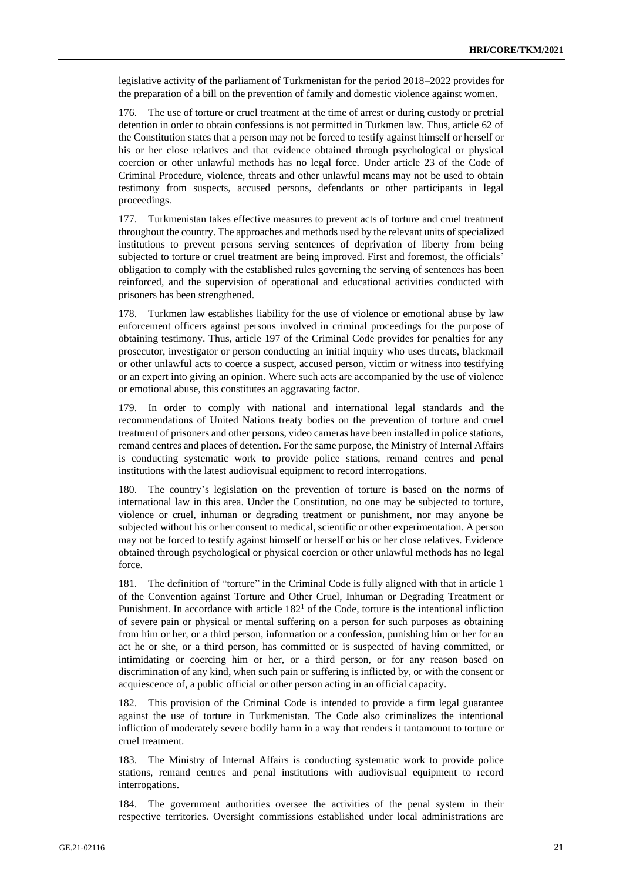legislative activity of the parliament of Turkmenistan for the period 2018–2022 provides for the preparation of a bill on the prevention of family and domestic violence against women.

176. The use of torture or cruel treatment at the time of arrest or during custody or pretrial detention in order to obtain confessions is not permitted in Turkmen law. Thus, article 62 of the Constitution states that a person may not be forced to testify against himself or herself or his or her close relatives and that evidence obtained through psychological or physical coercion or other unlawful methods has no legal force. Under article 23 of the Code of Criminal Procedure, violence, threats and other unlawful means may not be used to obtain testimony from suspects, accused persons, defendants or other participants in legal proceedings.

177. Turkmenistan takes effective measures to prevent acts of torture and cruel treatment throughout the country. The approaches and methods used by the relevant units of specialized institutions to prevent persons serving sentences of deprivation of liberty from being subjected to torture or cruel treatment are being improved. First and foremost, the officials' obligation to comply with the established rules governing the serving of sentences has been reinforced, and the supervision of operational and educational activities conducted with prisoners has been strengthened.

178. Turkmen law establishes liability for the use of violence or emotional abuse by law enforcement officers against persons involved in criminal proceedings for the purpose of obtaining testimony. Thus, article 197 of the Criminal Code provides for penalties for any prosecutor, investigator or person conducting an initial inquiry who uses threats, blackmail or other unlawful acts to coerce a suspect, accused person, victim or witness into testifying or an expert into giving an opinion. Where such acts are accompanied by the use of violence or emotional abuse, this constitutes an aggravating factor.

179. In order to comply with national and international legal standards and the recommendations of United Nations treaty bodies on the prevention of torture and cruel treatment of prisoners and other persons, video cameras have been installed in police stations, remand centres and places of detention. For the same purpose, the Ministry of Internal Affairs is conducting systematic work to provide police stations, remand centres and penal institutions with the latest audiovisual equipment to record interrogations.

180. The country's legislation on the prevention of torture is based on the norms of international law in this area. Under the Constitution, no one may be subjected to torture, violence or cruel, inhuman or degrading treatment or punishment, nor may anyone be subjected without his or her consent to medical, scientific or other experimentation. A person may not be forced to testify against himself or herself or his or her close relatives. Evidence obtained through psychological or physical coercion or other unlawful methods has no legal force.

181. The definition of "torture" in the Criminal Code is fully aligned with that in article 1 of the Convention against Torture and Other Cruel, Inhuman or Degrading Treatment or Punishment. In accordance with article 182[1] of the Code, torture is the intentional infliction of severe pain or physical or mental suffering on a person for such purposes as obtaining from him or her, or a third person, information or a confession, punishing him or her for an act he or she, or a third person, has committed or is suspected of having committed, or intimidating or coercing him or her, or a third person, or for any reason based on discrimination of any kind, when such pain or suffering is inflicted by, or with the consent or acquiescence of, a public official or other person acting in an official capacity.

182. This provision of the Criminal Code is intended to provide a firm legal guarantee against the use of torture in Turkmenistan. The Code also criminalizes the intentional infliction of moderately severe bodily harm in a way that renders it tantamount to torture or cruel treatment.

183. The Ministry of Internal Affairs is conducting systematic work to provide police stations, remand centres and penal institutions with audiovisual equipment to record interrogations.

184. The government authorities oversee the activities of the penal system in their respective territories. Oversight commissions established under local administrations are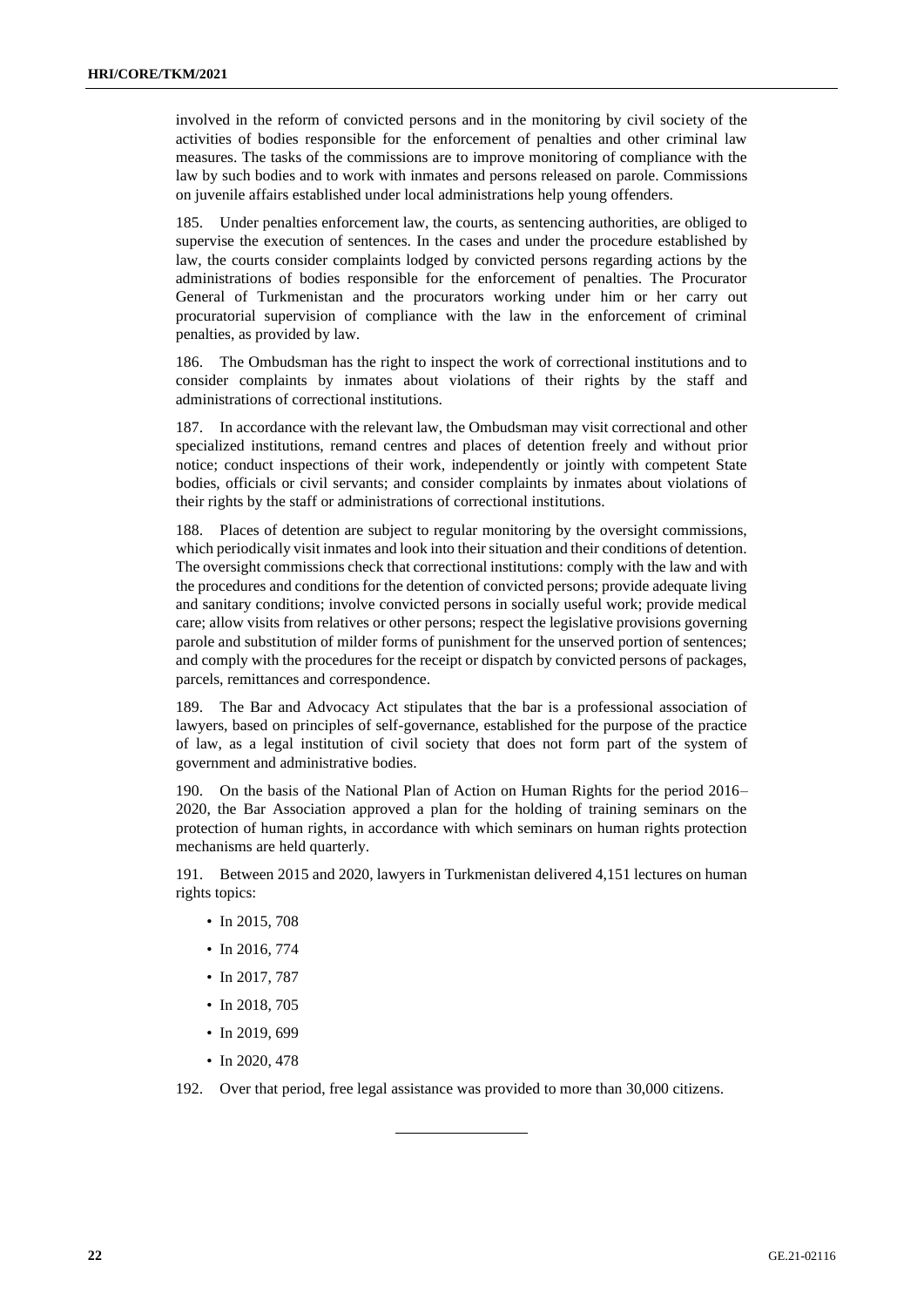involved in the reform of convicted persons and in the monitoring by civil society of the activities of bodies responsible for the enforcement of penalties and other criminal law measures. The tasks of the commissions are to improve monitoring of compliance with the law by such bodies and to work with inmates and persons released on parole. Commissions on juvenile affairs established under local administrations help young offenders.

185. Under penalties enforcement law, the courts, as sentencing authorities, are obliged to supervise the execution of sentences. In the cases and under the procedure established by law, the courts consider complaints lodged by convicted persons regarding actions by the administrations of bodies responsible for the enforcement of penalties. The Procurator General of Turkmenistan and the procurators working under him or her carry out procuratorial supervision of compliance with the law in the enforcement of criminal penalties, as provided by law.

186. The Ombudsman has the right to inspect the work of correctional institutions and to consider complaints by inmates about violations of their rights by the staff and administrations of correctional institutions.

187. In accordance with the relevant law, the Ombudsman may visit correctional and other specialized institutions, remand centres and places of detention freely and without prior notice; conduct inspections of their work, independently or jointly with competent State bodies, officials or civil servants; and consider complaints by inmates about violations of their rights by the staff or administrations of correctional institutions.

188. Places of detention are subject to regular monitoring by the oversight commissions, which periodically visit inmates and look into their situation and their conditions of detention. The oversight commissions check that correctional institutions: comply with the law and with the procedures and conditions for the detention of convicted persons; provide adequate living and sanitary conditions; involve convicted persons in socially useful work; provide medical care; allow visits from relatives or other persons; respect the legislative provisions governing parole and substitution of milder forms of punishment for the unserved portion of sentences; and comply with the procedures for the receipt or dispatch by convicted persons of packages, parcels, remittances and correspondence.

189. The Bar and Advocacy Act stipulates that the bar is a professional association of lawyers, based on principles of self-governance, established for the purpose of the practice of law, as a legal institution of civil society that does not form part of the system of government and administrative bodies.

190. On the basis of the National Plan of Action on Human Rights for the period 2016–2020, the Bar Association approved a plan for the holding of training seminars on the protection of human rights, in accordance with which seminars on human rights protection mechanisms are held quarterly.

191. Between 2015 and 2020, lawyers in Turkmenistan delivered 4,151 lectures on human rights topics:

- In 2015, 708
- In 2016, 774
- In 2017, 787
- In 2018, 705
- In 2019, 699
- In 2020, 478

192. Over that period, free legal assistance was provided to more than 30,000 citizens.